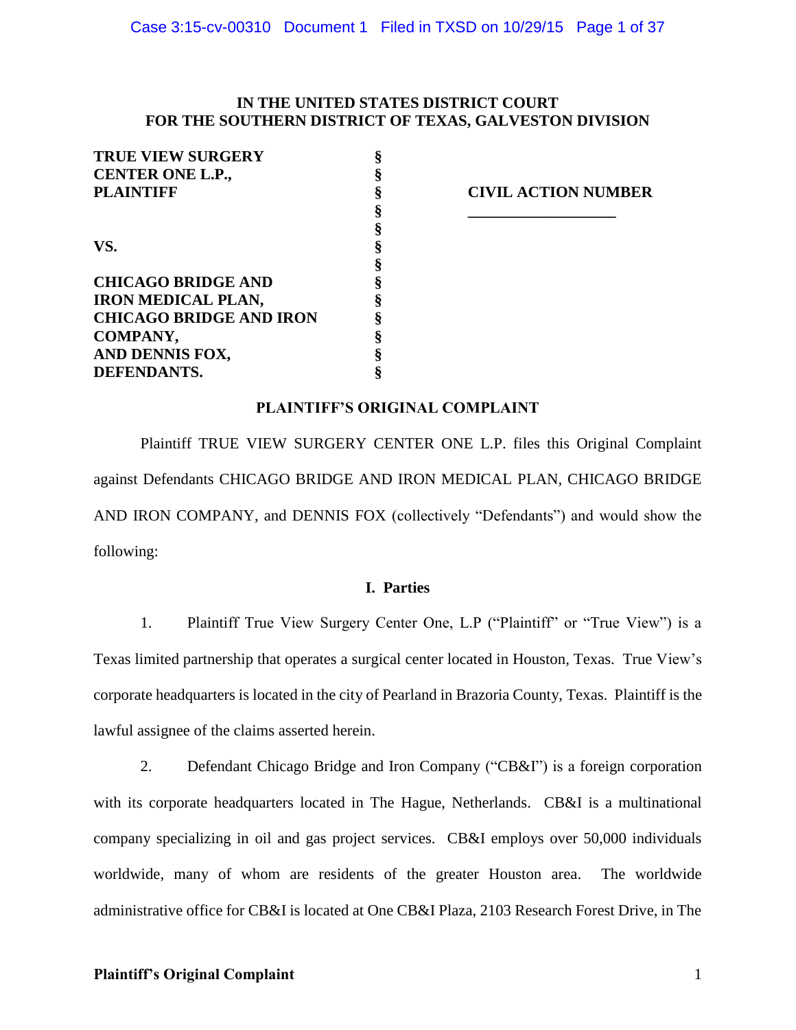**IN THE UNITED STATES DISTRICT COURT**
**FOR THE SOUTHERN DISTRICT OF TEXAS, GALVESTON DIVISION**

| | | |
|---|---|---|
| **TRUE VIEW SURGERY CENTER ONE L.P., PLAINTIFF** | § | **CIVIL ACTION NUMBER** |
| | § | ___________________ |
| **VS.** | § | |
| **CHICAGO BRIDGE AND IRON MEDICAL PLAN, CHICAGO BRIDGE AND IRON COMPANY, AND DENNIS FOX, DEFENDANTS.** | § | |

## PLAINTIFF'S ORIGINAL COMPLAINT

Plaintiff TRUE VIEW SURGERY CENTER ONE L.P. files this Original Complaint against Defendants CHICAGO BRIDGE AND IRON MEDICAL PLAN, CHICAGO BRIDGE AND IRON COMPANY, and DENNIS FOX (collectively "Defendants") and would show the following:

### I. Parties

1. Plaintiff True View Surgery Center One, L.P ("Plaintiff" or "True View") is a Texas limited partnership that operates a surgical center located in Houston, Texas. True View's corporate headquarters is located in the city of Pearland in Brazoria County, Texas. Plaintiff is the lawful assignee of the claims asserted herein.

2. Defendant Chicago Bridge and Iron Company ("CB&I") is a foreign corporation with its corporate headquarters located in The Hague, Netherlands. CB&I is a multinational company specializing in oil and gas project services. CB&I employs over 50,000 individuals worldwide, many of whom are residents of the greater Houston area. The worldwide administrative office for CB&I is located at One CB&I Plaza, 2103 Research Forest Drive, in The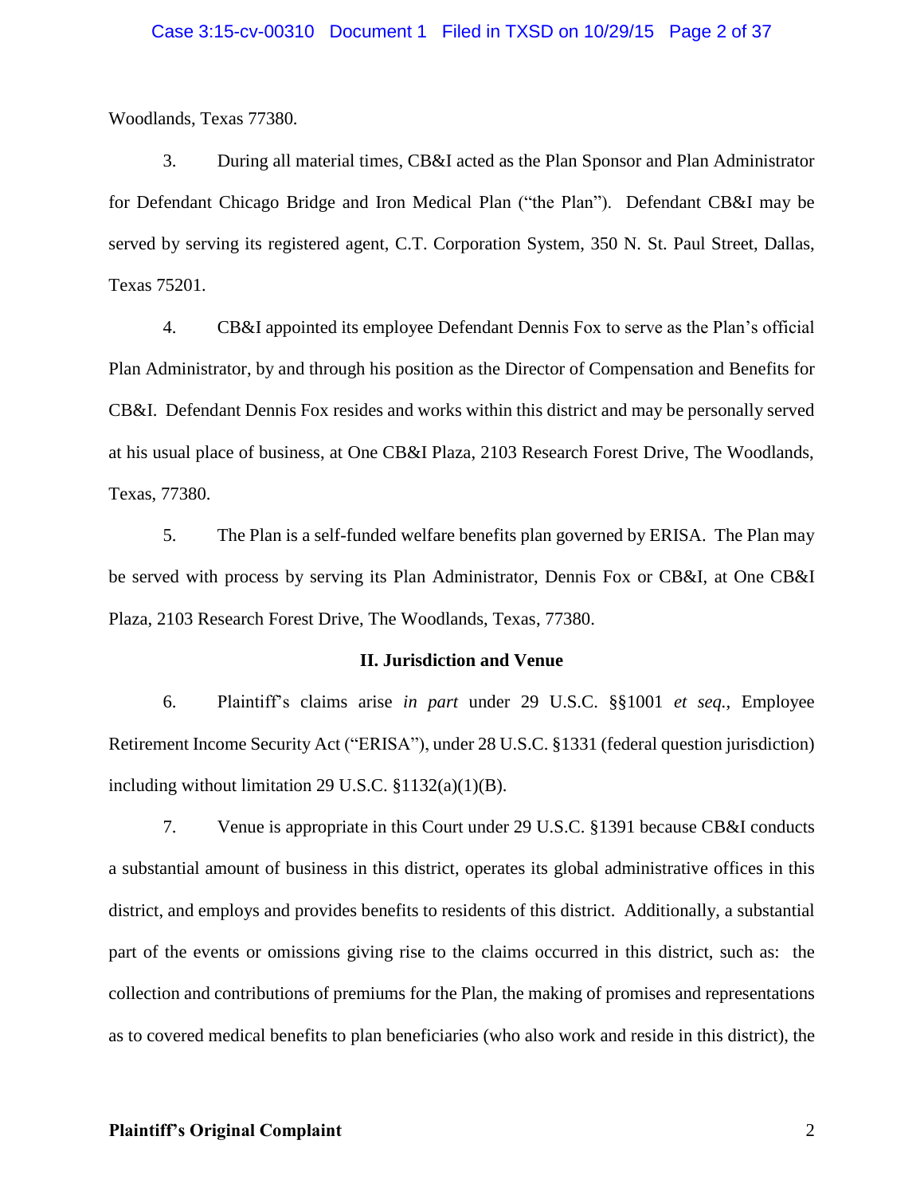Woodlands, Texas 77380.

3. During all material times, CB&I acted as the Plan Sponsor and Plan Administrator for Defendant Chicago Bridge and Iron Medical Plan ("the Plan"). Defendant CB&I may be served by serving its registered agent, C.T. Corporation System, 350 N. St. Paul Street, Dallas, Texas 75201.

4. CB&I appointed its employee Defendant Dennis Fox to serve as the Plan's official Plan Administrator, by and through his position as the Director of Compensation and Benefits for CB&I. Defendant Dennis Fox resides and works within this district and may be personally served at his usual place of business, at One CB&I Plaza, 2103 Research Forest Drive, The Woodlands, Texas, 77380.

5. The Plan is a self-funded welfare benefits plan governed by ERISA. The Plan may be served with process by serving its Plan Administrator, Dennis Fox or CB&I, at One CB&I Plaza, 2103 Research Forest Drive, The Woodlands, Texas, 77380.

## II. Jurisdiction and Venue

6. Plaintiff's claims arise *in part* under 29 U.S.C. §§1001 *et seq.,* Employee Retirement Income Security Act ("ERISA"), under 28 U.S.C. §1331 (federal question jurisdiction) including without limitation 29 U.S.C. §1132(a)(1)(B).

7. Venue is appropriate in this Court under 29 U.S.C. §1391 because CB&I conducts a substantial amount of business in this district, operates its global administrative offices in this district, and employs and provides benefits to residents of this district. Additionally, a substantial part of the events or omissions giving rise to the claims occurred in this district, such as: the collection and contributions of premiums for the Plan, the making of promises and representations as to covered medical benefits to plan beneficiaries (who also work and reside in this district), the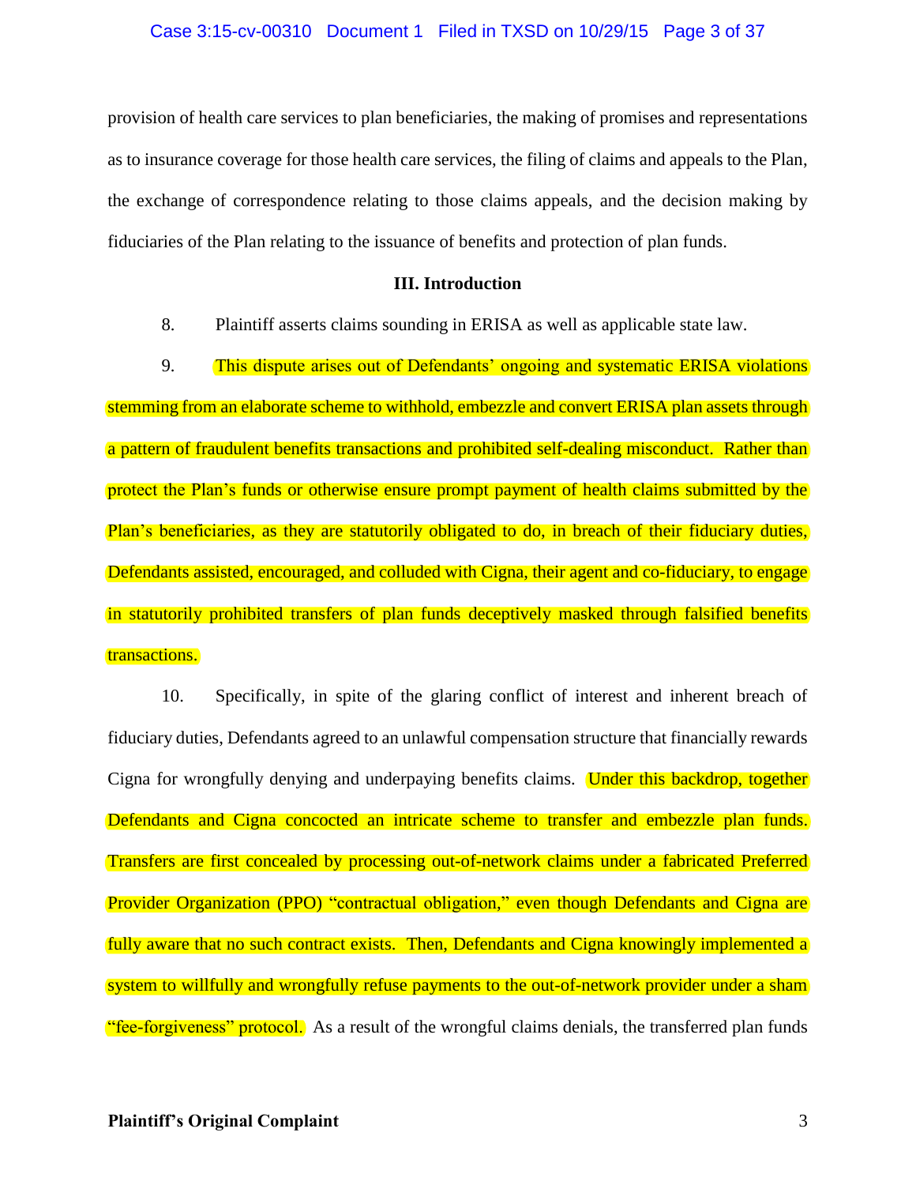provision of health care services to plan beneficiaries, the making of promises and representations as to insurance coverage for those health care services, the filing of claims and appeals to the Plan, the exchange of correspondence relating to those claims appeals, and the decision making by fiduciaries of the Plan relating to the issuance of benefits and protection of plan funds.

### III. Introduction

8. Plaintiff asserts claims sounding in ERISA as well as applicable state law.

9. This dispute arises out of Defendants' ongoing and systematic ERISA violations stemming from an elaborate scheme to withhold, embezzle and convert ERISA plan assets through a pattern of fraudulent benefits transactions and prohibited self-dealing misconduct. Rather than protect the Plan's funds or otherwise ensure prompt payment of health claims submitted by the Plan's beneficiaries, as they are statutorily obligated to do, in breach of their fiduciary duties, Defendants assisted, encouraged, and colluded with Cigna, their agent and co-fiduciary, to engage in statutorily prohibited transfers of plan funds deceptively masked through falsified benefits transactions.

10. Specifically, in spite of the glaring conflict of interest and inherent breach of fiduciary duties, Defendants agreed to an unlawful compensation structure that financially rewards Cigna for wrongfully denying and underpaying benefits claims. Under this backdrop, together Defendants and Cigna concocted an intricate scheme to transfer and embezzle plan funds. Transfers are first concealed by processing out-of-network claims under a fabricated Preferred Provider Organization (PPO) "contractual obligation," even though Defendants and Cigna are fully aware that no such contract exists. Then, Defendants and Cigna knowingly implemented a system to willfully and wrongfully refuse payments to the out-of-network provider under a sham "fee-forgiveness" protocol. As a result of the wrongful claims denials, the transferred plan funds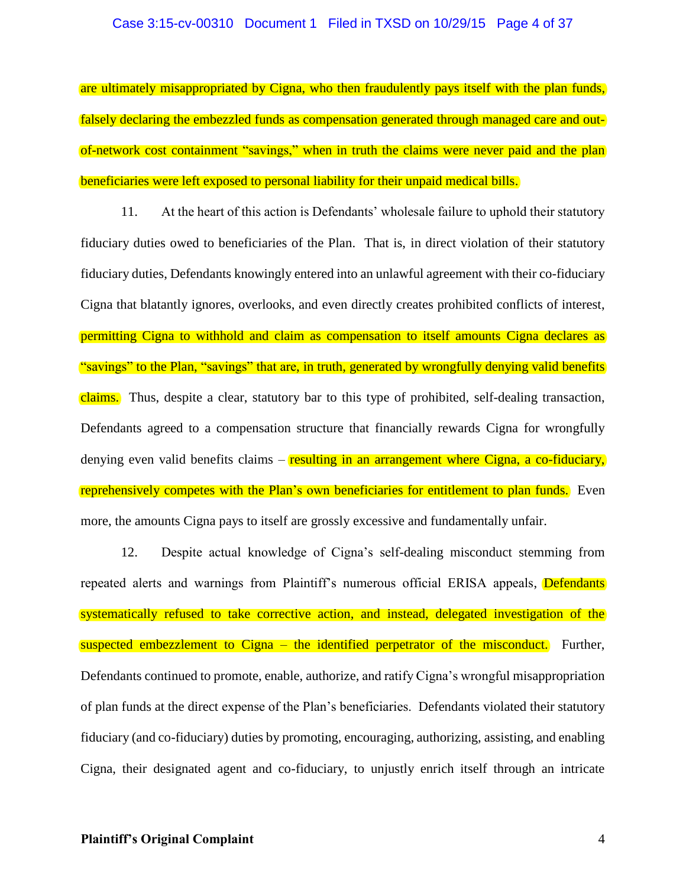are ultimately misappropriated by Cigna, who then fraudulently pays itself with the plan funds, falsely declaring the embezzled funds as compensation generated through managed care and out-of-network cost containment "savings," when in truth the claims were never paid and the plan beneficiaries were left exposed to personal liability for their unpaid medical bills.

11. At the heart of this action is Defendants' wholesale failure to uphold their statutory fiduciary duties owed to beneficiaries of the Plan. That is, in direct violation of their statutory fiduciary duties, Defendants knowingly entered into an unlawful agreement with their co-fiduciary Cigna that blatantly ignores, overlooks, and even directly creates prohibited conflicts of interest, permitting Cigna to withhold and claim as compensation to itself amounts Cigna declares as "savings" to the Plan, "savings" that are, in truth, generated by wrongfully denying valid benefits claims. Thus, despite a clear, statutory bar to this type of prohibited, self-dealing transaction, Defendants agreed to a compensation structure that financially rewards Cigna for wrongfully denying even valid benefits claims – resulting in an arrangement where Cigna, a co-fiduciary, reprehensively competes with the Plan's own beneficiaries for entitlement to plan funds. Even more, the amounts Cigna pays to itself are grossly excessive and fundamentally unfair.

12. Despite actual knowledge of Cigna's self-dealing misconduct stemming from repeated alerts and warnings from Plaintiff's numerous official ERISA appeals, Defendants systematically refused to take corrective action, and instead, delegated investigation of the suspected embezzlement to Cigna – the identified perpetrator of the misconduct. Further, Defendants continued to promote, enable, authorize, and ratify Cigna's wrongful misappropriation of plan funds at the direct expense of the Plan's beneficiaries. Defendants violated their statutory fiduciary (and co-fiduciary) duties by promoting, encouraging, authorizing, assisting, and enabling Cigna, their designated agent and co-fiduciary, to unjustly enrich itself through an intricate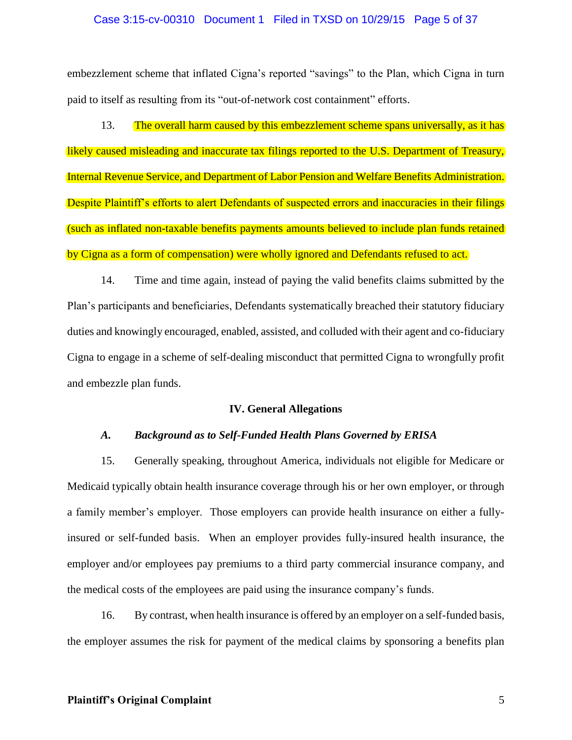embezzlement scheme that inflated Cigna's reported "savings" to the Plan, which Cigna in turn paid to itself as resulting from its "out-of-network cost containment" efforts.

13. The overall harm caused by this embezzlement scheme spans universally, as it has likely caused misleading and inaccurate tax filings reported to the U.S. Department of Treasury, Internal Revenue Service, and Department of Labor Pension and Welfare Benefits Administration. Despite Plaintiff's efforts to alert Defendants of suspected errors and inaccuracies in their filings (such as inflated non-taxable benefits payments amounts believed to include plan funds retained by Cigna as a form of compensation) were wholly ignored and Defendants refused to act.

14. Time and time again, instead of paying the valid benefits claims submitted by the Plan's participants and beneficiaries, Defendants systematically breached their statutory fiduciary duties and knowingly encouraged, enabled, assisted, and colluded with their agent and co-fiduciary Cigna to engage in a scheme of self-dealing misconduct that permitted Cigna to wrongfully profit and embezzle plan funds.

## IV. General Allegations

### *A. Background as to Self-Funded Health Plans Governed by ERISA*

15. Generally speaking, throughout America, individuals not eligible for Medicare or Medicaid typically obtain health insurance coverage through his or her own employer, or through a family member's employer. Those employers can provide health insurance on either a fully-insured or self-funded basis. When an employer provides fully-insured health insurance, the employer and/or employees pay premiums to a third party commercial insurance company, and the medical costs of the employees are paid using the insurance company's funds.

16. By contrast, when health insurance is offered by an employer on a self-funded basis, the employer assumes the risk for payment of the medical claims by sponsoring a benefits plan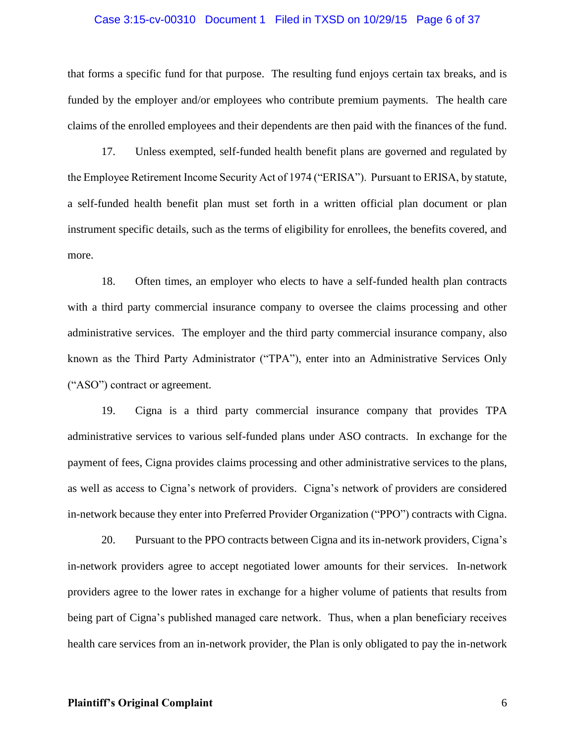that forms a specific fund for that purpose. The resulting fund enjoys certain tax breaks, and is funded by the employer and/or employees who contribute premium payments. The health care claims of the enrolled employees and their dependents are then paid with the finances of the fund.

17. Unless exempted, self-funded health benefit plans are governed and regulated by the Employee Retirement Income Security Act of 1974 ("ERISA"). Pursuant to ERISA, by statute, a self-funded health benefit plan must set forth in a written official plan document or plan instrument specific details, such as the terms of eligibility for enrollees, the benefits covered, and more.

18. Often times, an employer who elects to have a self-funded health plan contracts with a third party commercial insurance company to oversee the claims processing and other administrative services. The employer and the third party commercial insurance company, also known as the Third Party Administrator ("TPA"), enter into an Administrative Services Only ("ASO") contract or agreement.

19. Cigna is a third party commercial insurance company that provides TPA administrative services to various self-funded plans under ASO contracts. In exchange for the payment of fees, Cigna provides claims processing and other administrative services to the plans, as well as access to Cigna's network of providers. Cigna's network of providers are considered in-network because they enter into Preferred Provider Organization ("PPO") contracts with Cigna.

20. Pursuant to the PPO contracts between Cigna and its in-network providers, Cigna's in-network providers agree to accept negotiated lower amounts for their services. In-network providers agree to the lower rates in exchange for a higher volume of patients that results from being part of Cigna's published managed care network. Thus, when a plan beneficiary receives health care services from an in-network provider, the Plan is only obligated to pay the in-network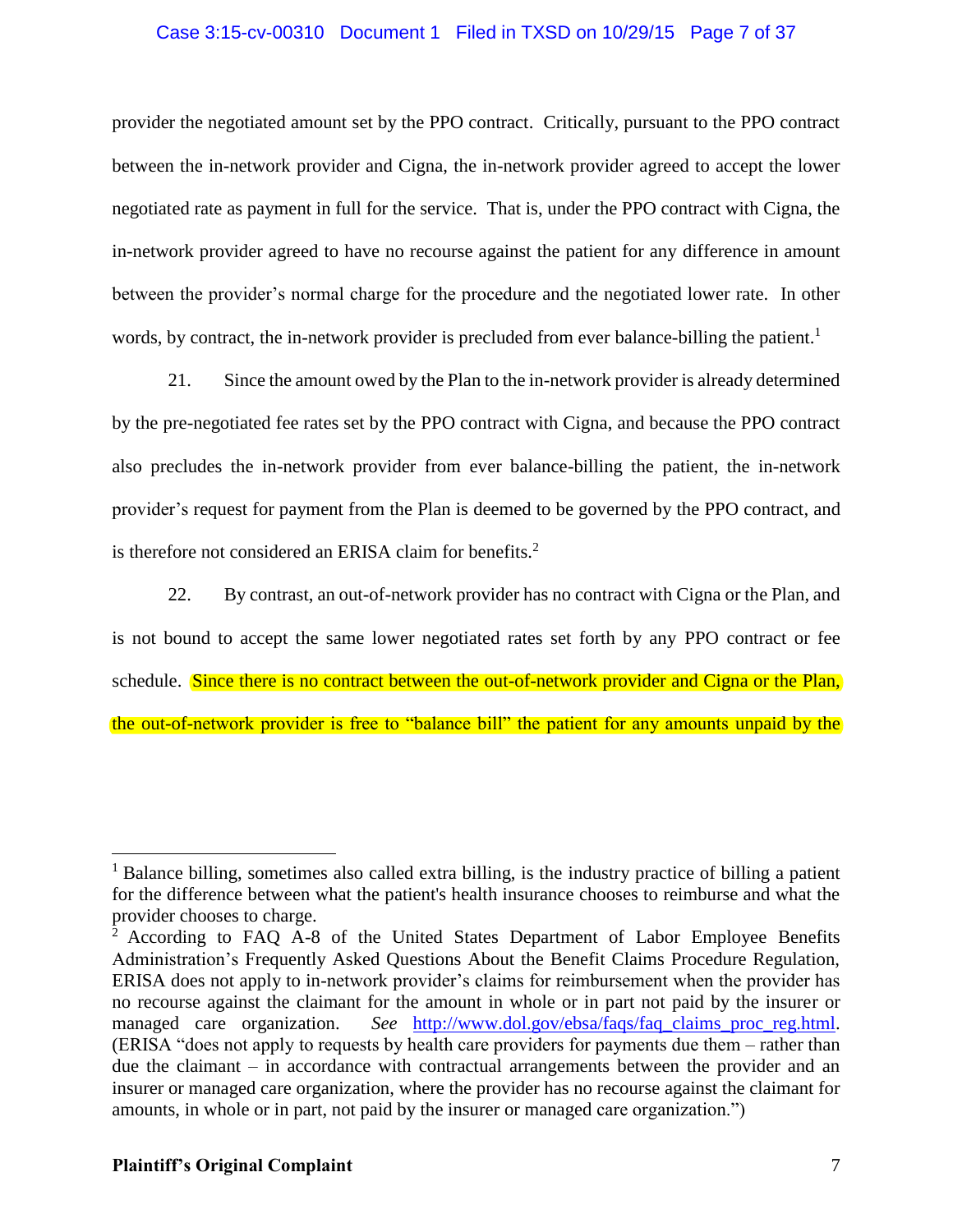provider the negotiated amount set by the PPO contract. Critically, pursuant to the PPO contract between the in-network provider and Cigna, the in-network provider agreed to accept the lower negotiated rate as payment in full for the service. That is, under the PPO contract with Cigna, the in-network provider agreed to have no recourse against the patient for any difference in amount between the provider's normal charge for the procedure and the negotiated lower rate. In other words, by contract, the in-network provider is precluded from ever balance-billing the patient.[1]

21. Since the amount owed by the Plan to the in-network provider is already determined by the pre-negotiated fee rates set by the PPO contract with Cigna, and because the PPO contract also precludes the in-network provider from ever balance-billing the patient, the in-network provider's request for payment from the Plan is deemed to be governed by the PPO contract, and is therefore not considered an ERISA claim for benefits.[2]

22. By contrast, an out-of-network provider has no contract with Cigna or the Plan, and is not bound to accept the same lower negotiated rates set forth by any PPO contract or fee schedule. Since there is no contract between the out-of-network provider and Cigna or the Plan, the out-of-network provider is free to "balance bill" the patient for any amounts unpaid by the

---

[1] Balance billing, sometimes also called extra billing, is the industry practice of billing a patient for the difference between what the patient's health insurance chooses to reimburse and what the provider chooses to charge.

[2] According to FAQ A-8 of the United States Department of Labor Employee Benefits Administration's Frequently Asked Questions About the Benefit Claims Procedure Regulation, ERISA does not apply to in-network provider's claims for reimbursement when the provider has no recourse against the claimant for the amount in whole or in part not paid by the insurer or managed care organization. *See* http://www.dol.gov/ebsa/faqs/faq_claims_proc_reg.html. (ERISA "does not apply to requests by health care providers for payments due them – rather than due the claimant – in accordance with contractual arrangements between the provider and an insurer or managed care organization, where the provider has no recourse against the claimant for amounts, in whole or in part, not paid by the insurer or managed care organization.")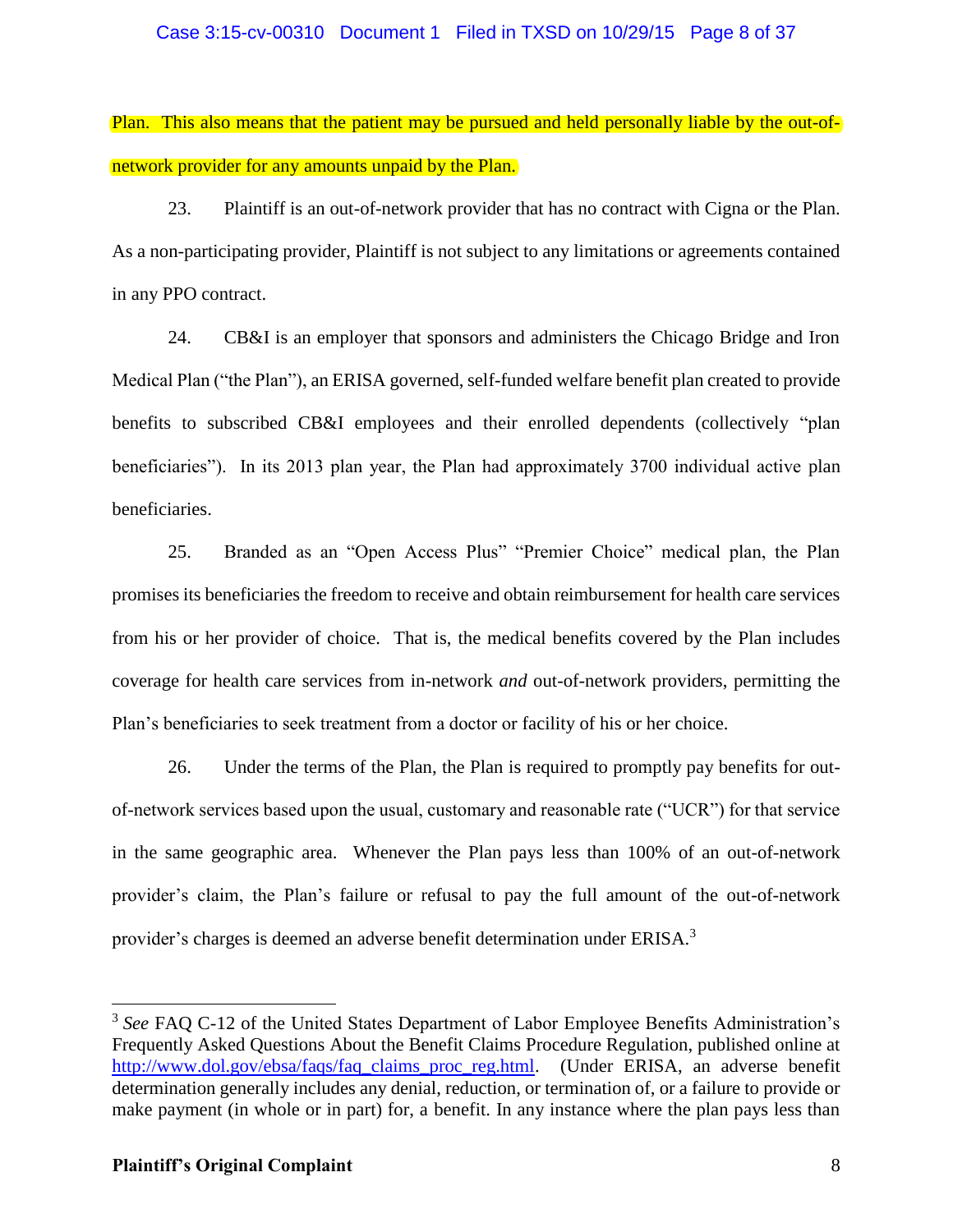Plan. This also means that the patient may be pursued and held personally liable by the out-of-network provider for any amounts unpaid by the Plan.

23. Plaintiff is an out-of-network provider that has no contract with Cigna or the Plan. As a non-participating provider, Plaintiff is not subject to any limitations or agreements contained in any PPO contract.

24. CB&I is an employer that sponsors and administers the Chicago Bridge and Iron Medical Plan ("the Plan"), an ERISA governed, self-funded welfare benefit plan created to provide benefits to subscribed CB&I employees and their enrolled dependents (collectively "plan beneficiaries"). In its 2013 plan year, the Plan had approximately 3700 individual active plan beneficiaries.

25. Branded as an "Open Access Plus" "Premier Choice" medical plan, the Plan promises its beneficiaries the freedom to receive and obtain reimbursement for health care services from his or her provider of choice. That is, the medical benefits covered by the Plan includes coverage for health care services from in-network *and* out-of-network providers, permitting the Plan's beneficiaries to seek treatment from a doctor or facility of his or her choice.

26. Under the terms of the Plan, the Plan is required to promptly pay benefits for out-of-network services based upon the usual, customary and reasonable rate ("UCR") for that service in the same geographic area. Whenever the Plan pays less than 100% of an out-of-network provider's claim, the Plan's failure or refusal to pay the full amount of the out-of-network provider's charges is deemed an adverse benefit determination under ERISA.[3]

---

[3] *See* FAQ C-12 of the United States Department of Labor Employee Benefits Administration's Frequently Asked Questions About the Benefit Claims Procedure Regulation, published online at http://www.dol.gov/ebsa/faqs/faq_claims_proc_reg.html. (Under ERISA, an adverse benefit determination generally includes any denial, reduction, or termination of, or a failure to provide or make payment (in whole or in part) for, a benefit. In any instance where the plan pays less than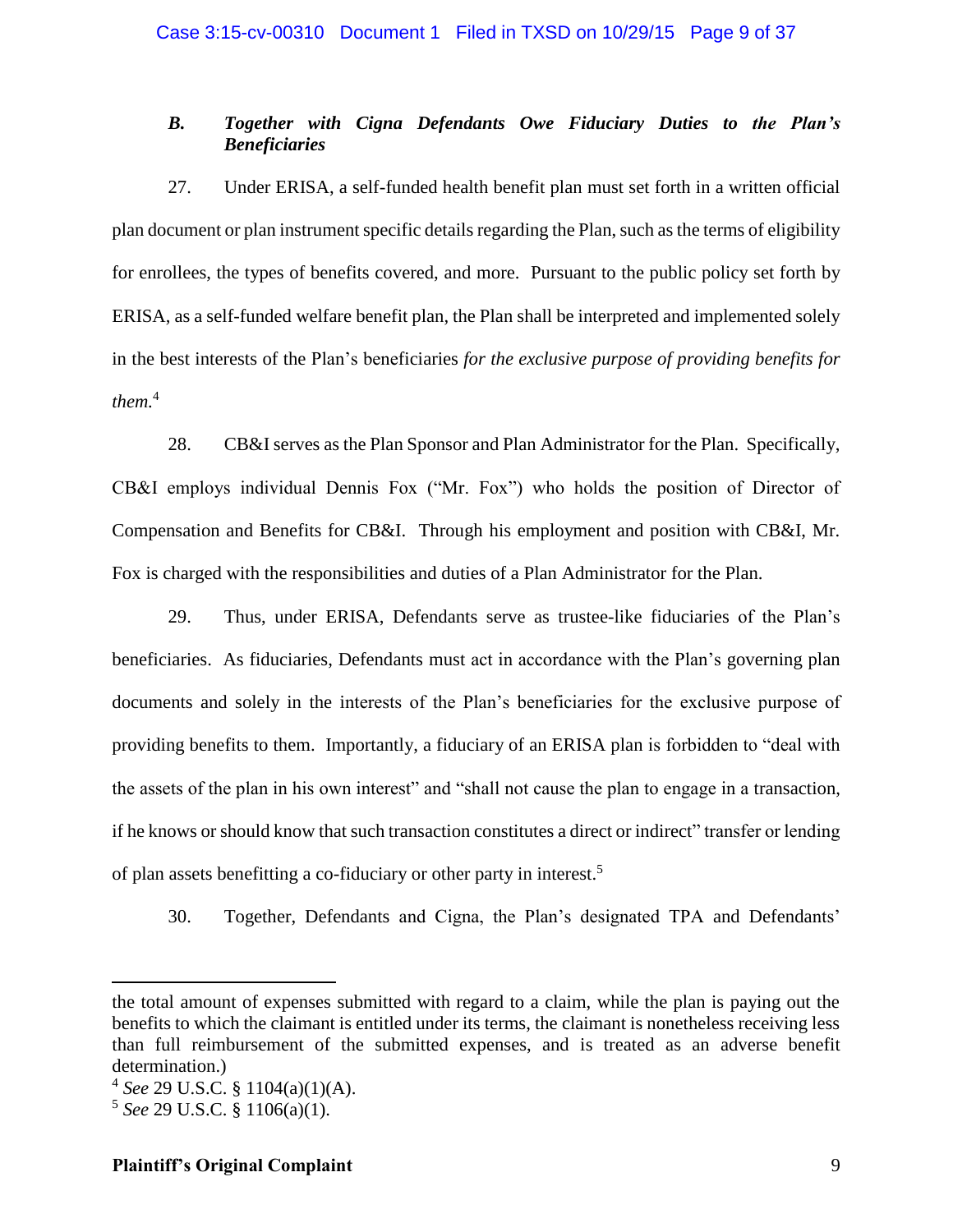### *B. Together with Cigna Defendants Owe Fiduciary Duties to the Plan's Beneficiaries*

27. Under ERISA, a self-funded health benefit plan must set forth in a written official plan document or plan instrument specific details regarding the Plan, such as the terms of eligibility for enrollees, the types of benefits covered, and more. Pursuant to the public policy set forth by ERISA, as a self-funded welfare benefit plan, the Plan shall be interpreted and implemented solely in the best interests of the Plan's beneficiaries *for the exclusive purpose of providing benefits for them.*[4]

28. CB&I serves as the Plan Sponsor and Plan Administrator for the Plan. Specifically, CB&I employs individual Dennis Fox ("Mr. Fox") who holds the position of Director of Compensation and Benefits for CB&I. Through his employment and position with CB&I, Mr. Fox is charged with the responsibilities and duties of a Plan Administrator for the Plan.

29. Thus, under ERISA, Defendants serve as trustee-like fiduciaries of the Plan's beneficiaries. As fiduciaries, Defendants must act in accordance with the Plan's governing plan documents and solely in the interests of the Plan's beneficiaries for the exclusive purpose of providing benefits to them. Importantly, a fiduciary of an ERISA plan is forbidden to "deal with the assets of the plan in his own interest" and "shall not cause the plan to engage in a transaction, if he knows or should know that such transaction constitutes a direct or indirect" transfer or lending of plan assets benefitting a co-fiduciary or other party in interest.[5]

30. Together, Defendants and Cigna, the Plan's designated TPA and Defendants'

---

the total amount of expenses submitted with regard to a claim, while the plan is paying out the benefits to which the claimant is entitled under its terms, the claimant is nonetheless receiving less than full reimbursement of the submitted expenses, and is treated as an adverse benefit determination.)

[4] *See* 29 U.S.C. § 1104(a)(1)(A).

[5] *See* 29 U.S.C. § 1106(a)(1).

**Plaintiff's Original Complaint**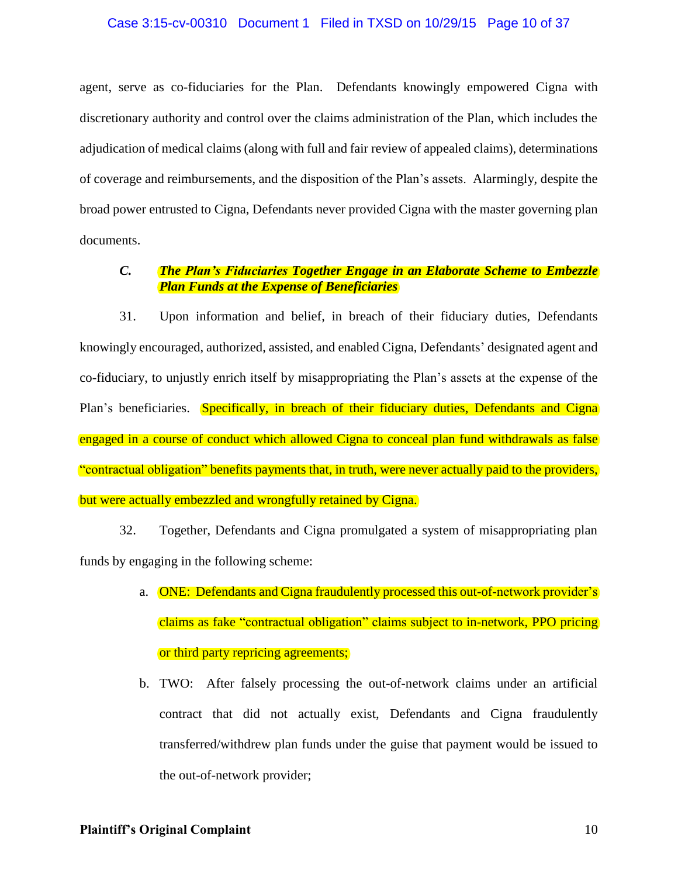agent, serve as co-fiduciaries for the Plan. Defendants knowingly empowered Cigna with discretionary authority and control over the claims administration of the Plan, which includes the adjudication of medical claims (along with full and fair review of appealed claims), determinations of coverage and reimbursements, and the disposition of the Plan's assets. Alarmingly, despite the broad power entrusted to Cigna, Defendants never provided Cigna with the master governing plan documents.

### *C. The Plan's Fiduciaries Together Engage in an Elaborate Scheme to Embezzle Plan Funds at the Expense of Beneficiaries*

31. Upon information and belief, in breach of their fiduciary duties, Defendants knowingly encouraged, authorized, assisted, and enabled Cigna, Defendants' designated agent and co-fiduciary, to unjustly enrich itself by misappropriating the Plan's assets at the expense of the Plan's beneficiaries. Specifically, in breach of their fiduciary duties, Defendants and Cigna engaged in a course of conduct which allowed Cigna to conceal plan fund withdrawals as false "contractual obligation" benefits payments that, in truth, were never actually paid to the providers, but were actually embezzled and wrongfully retained by Cigna.

32. Together, Defendants and Cigna promulgated a system of misappropriating plan funds by engaging in the following scheme:

a. ONE: Defendants and Cigna fraudulently processed this out-of-network provider's claims as fake "contractual obligation" claims subject to in-network, PPO pricing or third party repricing agreements;

b. TWO: After falsely processing the out-of-network claims under an artificial contract that did not actually exist, Defendants and Cigna fraudulently transferred/withdrew plan funds under the guise that payment would be issued to the out-of-network provider;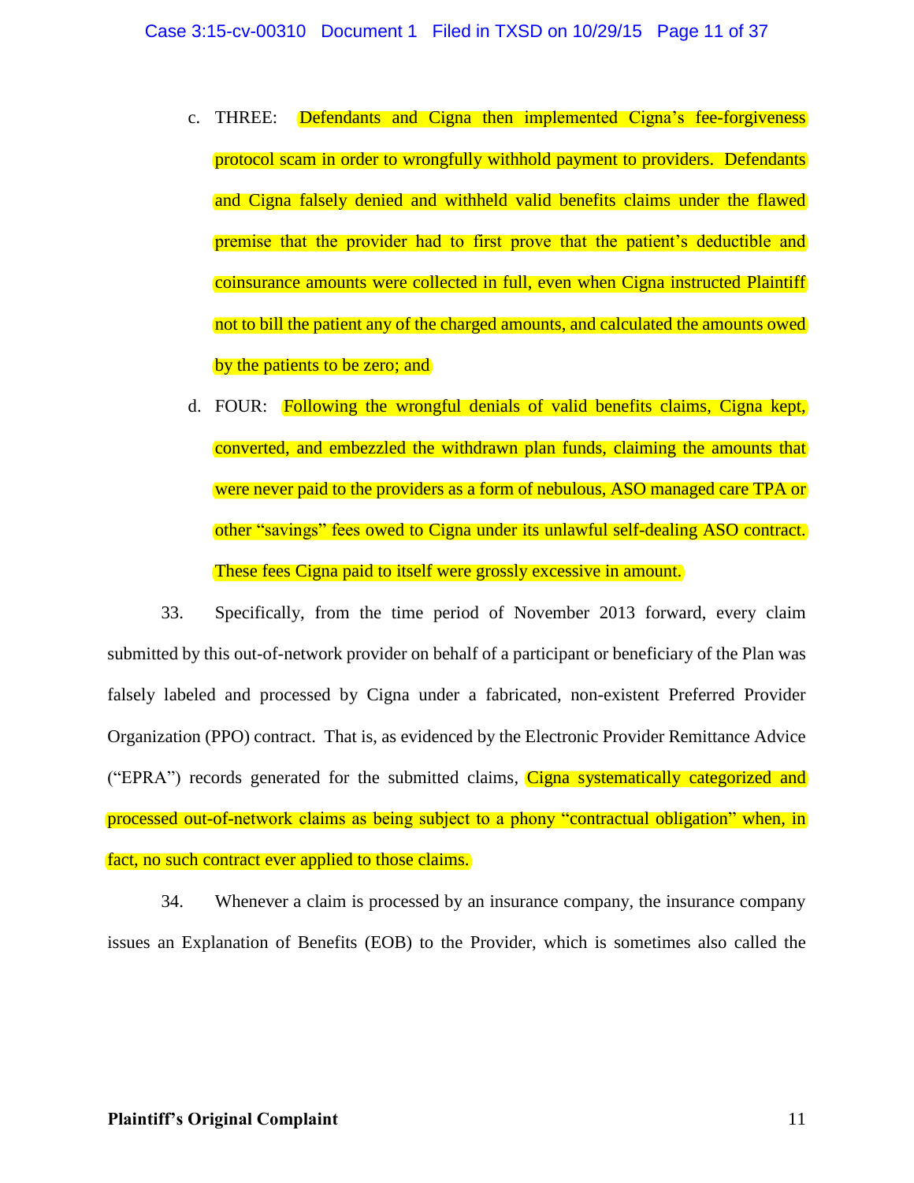c. THREE: Defendants and Cigna then implemented Cigna's fee-forgiveness protocol scam in order to wrongfully withhold payment to providers. Defendants and Cigna falsely denied and withheld valid benefits claims under the flawed premise that the provider had to first prove that the patient's deductible and coinsurance amounts were collected in full, even when Cigna instructed Plaintiff not to bill the patient any of the charged amounts, and calculated the amounts owed by the patients to be zero; and

d. FOUR: Following the wrongful denials of valid benefits claims, Cigna kept, converted, and embezzled the withdrawn plan funds, claiming the amounts that were never paid to the providers as a form of nebulous, ASO managed care TPA or other "savings" fees owed to Cigna under its unlawful self-dealing ASO contract. These fees Cigna paid to itself were grossly excessive in amount.

33. Specifically, from the time period of November 2013 forward, every claim submitted by this out-of-network provider on behalf of a participant or beneficiary of the Plan was falsely labeled and processed by Cigna under a fabricated, non-existent Preferred Provider Organization (PPO) contract. That is, as evidenced by the Electronic Provider Remittance Advice ("EPRA") records generated for the submitted claims, Cigna systematically categorized and processed out-of-network claims as being subject to a phony "contractual obligation" when, in fact, no such contract ever applied to those claims.

34. Whenever a claim is processed by an insurance company, the insurance company issues an Explanation of Benefits (EOB) to the Provider, which is sometimes also called the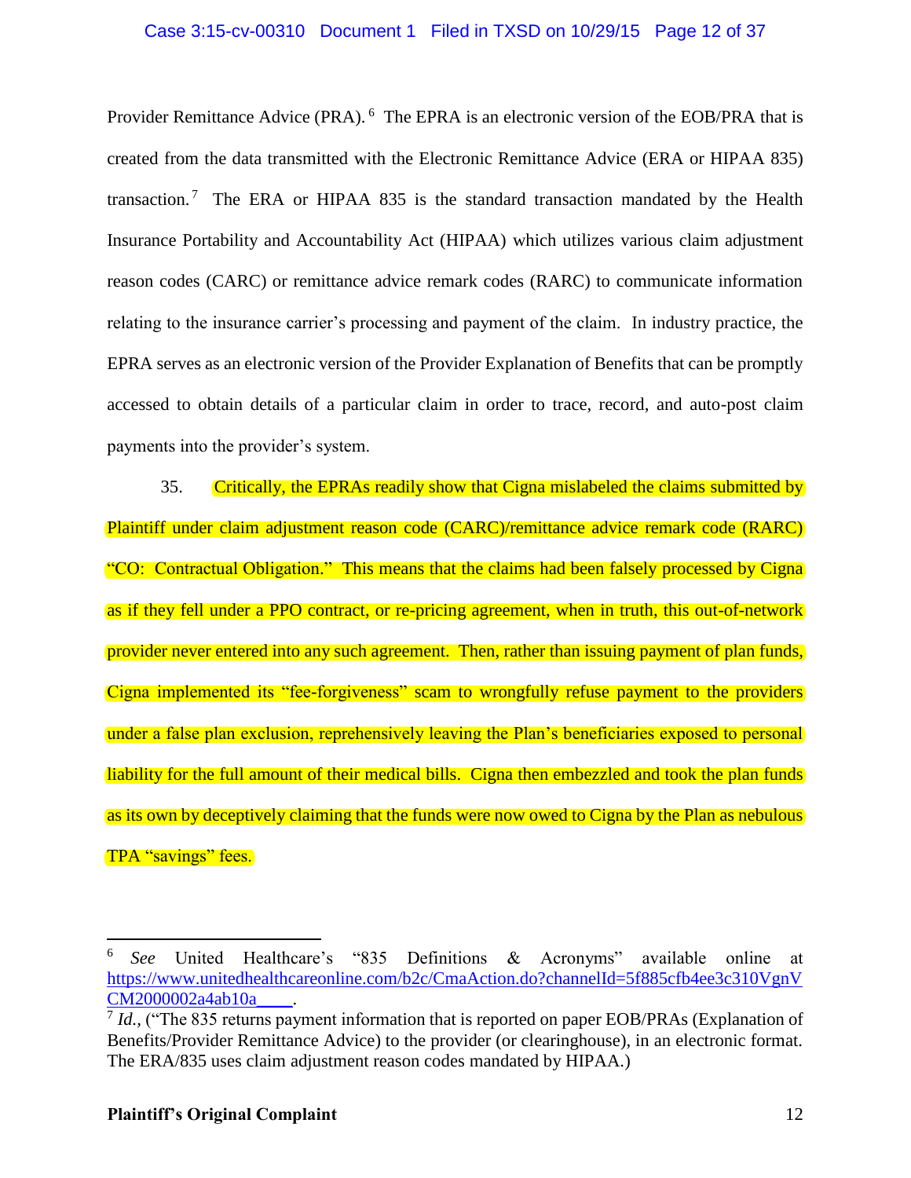Provider Remittance Advice (PRA).[6] The EPRA is an electronic version of the EOB/PRA that is created from the data transmitted with the Electronic Remittance Advice (ERA or HIPAA 835) transaction.[7] The ERA or HIPAA 835 is the standard transaction mandated by the Health Insurance Portability and Accountability Act (HIPAA) which utilizes various claim adjustment reason codes (CARC) or remittance advice remark codes (RARC) to communicate information relating to the insurance carrier's processing and payment of the claim. In industry practice, the EPRA serves as an electronic version of the Provider Explanation of Benefits that can be promptly accessed to obtain details of a particular claim in order to trace, record, and auto-post claim payments into the provider's system.

35. Critically, the EPRAs readily show that Cigna mislabeled the claims submitted by Plaintiff under claim adjustment reason code (CARC)/remittance advice remark code (RARC) "CO: Contractual Obligation." This means that the claims had been falsely processed by Cigna as if they fell under a PPO contract, or re-pricing agreement, when in truth, this out-of-network provider never entered into any such agreement. Then, rather than issuing payment of plan funds, Cigna implemented its "fee-forgiveness" scam to wrongfully refuse payment to the providers under a false plan exclusion, reprehensively leaving the Plan's beneficiaries exposed to personal liability for the full amount of their medical bills. Cigna then embezzled and took the plan funds as its own by deceptively claiming that the funds were now owed to Cigna by the Plan as nebulous TPA "savings" fees.

---

[6] *See* United Healthcare's "835 Definitions & Acronyms" available online at https://www.unitedhealthcareonline.com/b2c/CmaAction.do?channelId=5f885cfb4ee3c310VgnVCM2000002a4ab10a____.

[7] *Id.*, ("The 835 returns payment information that is reported on paper EOB/PRAs (Explanation of Benefits/Provider Remittance Advice) to the provider (or clearinghouse), in an electronic format. The ERA/835 uses claim adjustment reason codes mandated by HIPAA.)

**Plaintiff's Original Complaint**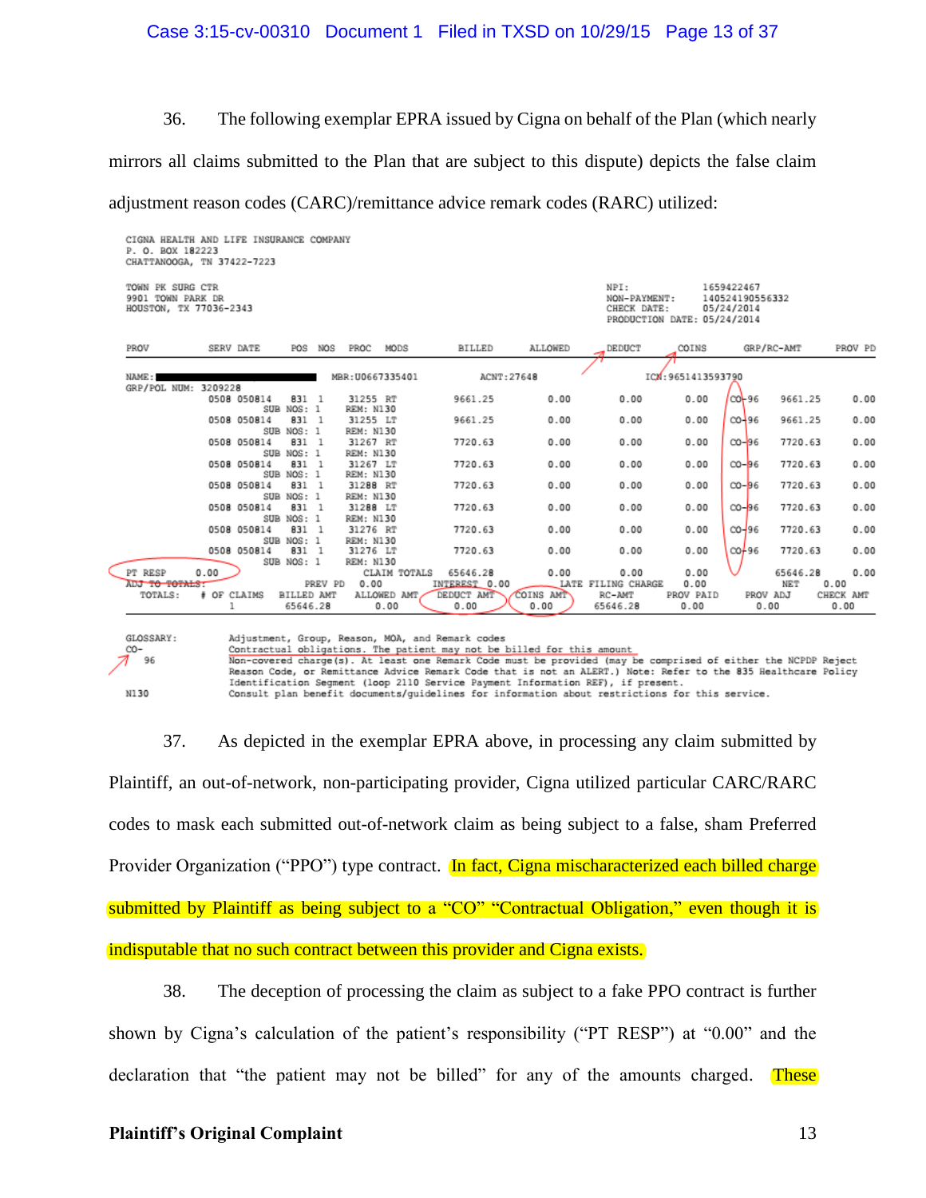36. The following exemplar EPRA issued by Cigna on behalf of the Plan (which nearly mirrors all claims submitted to the Plan that are subject to this dispute) depicts the false claim adjustment reason codes (CARC)/remittance advice remark codes (RARC) utilized:

```
CIGNA HEALTH AND LIFE INSURANCE COMPANY
P. O. BOX 182223
CHATTANOOGA, TN 37422-7223

TOWN PK SURG CTR                                                         NPI:              1659422467
9901 TOWN PARK DR                                                        NON-PAYMENT:      140524190556332
HOUSTON, TX 77036-2343                                                   CHECK DATE:       05/24/2014
                                                                         PRODUCTION DATE:  05/24/2014

PROV        SERV DATE     POS  NOS  PROC   MODS       BILLED     ALLOWED     DEDUCT      COINS     GRP/RC-AMT       PROV PD

NAME: ████████████████████        MBR:U0667335401         ACNT:27648            ICN:9651413593790
GRP/POL NUM: 3209228
            0508 050814    831   1   31255  RT        9661.25       0.00       0.00       0.00    CO-96    9661.25      0.00
                        SUB NOS: 1   REM: N130
            0508 050814    831   1   31255  LT        9661.25       0.00       0.00       0.00    CO-96    9661.25      0.00
                        SUB NOS: 1   REM: N130
            0508 050814    831   1   31267  RT        7720.63       0.00       0.00       0.00    CO-96    7720.63      0.00
                        SUB NOS: 1   REM: N130
            0508 050814    831   1   31267  LT        7720.63       0.00       0.00       0.00    CO-96    7720.63      0.00
                        SUB NOS: 1   REM: N130
            0508 050814    831   1   31288  RT        7720.63       0.00       0.00       0.00    CO-96    7720.63      0.00
                        SUB NOS: 1   REM: N130
            0508 050814    831   1   31288  LT        7720.63       0.00       0.00       0.00    CO-96    7720.63      0.00
                        SUB NOS: 1   REM: N130
            0508 050814    831   1   31276  RT        7720.63       0.00       0.00       0.00    CO-96    7720.63      0.00
                        SUB NOS: 1   REM: N130
            0508 050814    831   1   31276  LT        7720.63       0.00       0.00       0.00    CO-96    7720.63      0.00
                        SUB NOS: 1   REM: N130
PT RESP     0.00                         CLAIM TOTALS    65646.28       0.00       0.00       0.00             65646.28      0.00
ADJ TO TOTALS:               PREV PD    0.00          INTEREST  0.00      LATE FILING CHARGE   0.00          NET        0.00
 TOTALS:     # OF CLAIMS   BILLED AMT   ALLOWED AMT   DEDUCT AMT   COINS AMT    RC-AMT     PROV PAID    PROV ADJ    CHECK AMT
                  1         65646.28       0.00          0.00         0.00      65646.28      0.00         0.00        0.00

GLOSSARY:               Adjustment, Group, Reason, MOA, and Remark codes
CO-                     Contractual obligations. The patient may not be billed for this amount
   96                   Non-covered charge(s). At least one Remark Code must be provided (may be comprised of either the NCPDP Reject
                        Reason Code, or Remittance Advice Remark Code that is not an ALERT.) Note: Refer to the 835 Healthcare Policy
                        Identification Segment (loop 2110 Service Payment Information REF), if present.
N130                    Consult plan benefit documents/guidelines for information about restrictions for this service.
```

37. As depicted in the exemplar EPRA above, in processing any claim submitted by Plaintiff, an out-of-network, non-participating provider, Cigna utilized particular CARC/RARC codes to mask each submitted out-of-network claim as being subject to a false, sham Preferred Provider Organization ("PPO") type contract. In fact, Cigna mischaracterized each billed charge submitted by Plaintiff as being subject to a "CO" "Contractual Obligation," even though it is indisputable that no such contract between this provider and Cigna exists.

38. The deception of processing the claim as subject to a fake PPO contract is further shown by Cigna's calculation of the patient's responsibility ("PT RESP") at "0.00" and the declaration that "the patient may not be billed" for any of the amounts charged. These

**Plaintiff's Original Complaint**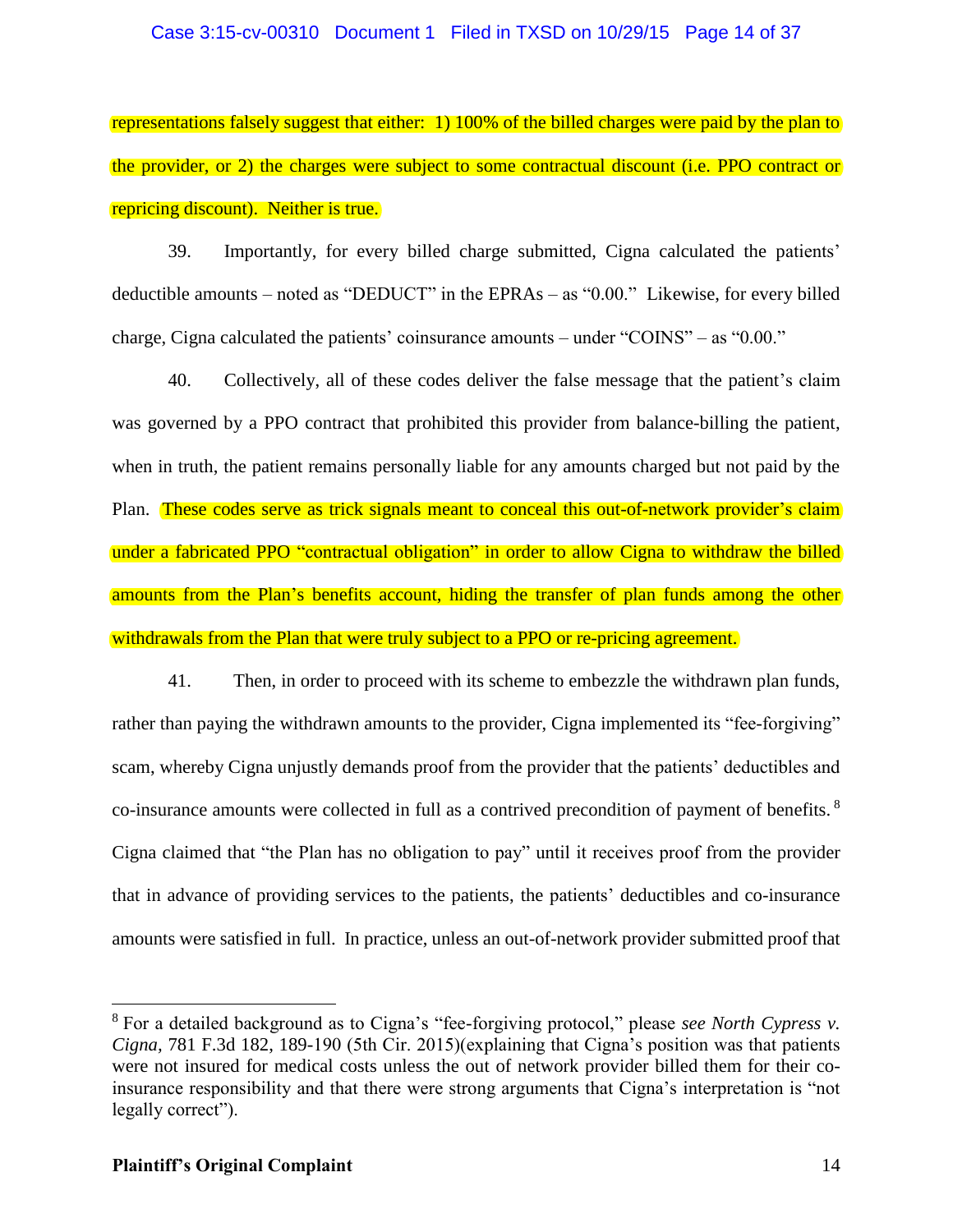representations falsely suggest that either: 1) 100% of the billed charges were paid by the plan to the provider, or 2) the charges were subject to some contractual discount (i.e. PPO contract or repricing discount). Neither is true.

39. Importantly, for every billed charge submitted, Cigna calculated the patients' deductible amounts – noted as "DEDUCT" in the EPRAs – as "0.00." Likewise, for every billed charge, Cigna calculated the patients' coinsurance amounts – under "COINS" – as "0.00."

40. Collectively, all of these codes deliver the false message that the patient's claim was governed by a PPO contract that prohibited this provider from balance-billing the patient, when in truth, the patient remains personally liable for any amounts charged but not paid by the Plan. These codes serve as trick signals meant to conceal this out-of-network provider's claim under a fabricated PPO "contractual obligation" in order to allow Cigna to withdraw the billed amounts from the Plan's benefits account, hiding the transfer of plan funds among the other withdrawals from the Plan that were truly subject to a PPO or re-pricing agreement.

41. Then, in order to proceed with its scheme to embezzle the withdrawn plan funds, rather than paying the withdrawn amounts to the provider, Cigna implemented its "fee-forgiving" scam, whereby Cigna unjustly demands proof from the provider that the patients' deductibles and co-insurance amounts were collected in full as a contrived precondition of payment of benefits.[8] Cigna claimed that "the Plan has no obligation to pay" until it receives proof from the provider that in advance of providing services to the patients, the patients' deductibles and co-insurance amounts were satisfied in full. In practice, unless an out-of-network provider submitted proof that

---

[8] For a detailed background as to Cigna's "fee-forgiving protocol," please *see North Cypress v. Cigna*, 781 F.3d 182, 189-190 (5th Cir. 2015)(explaining that Cigna's position was that patients were not insured for medical costs unless the out of network provider billed them for their co-insurance responsibility and that there were strong arguments that Cigna's interpretation is "not legally correct").

**Plaintiff's Original Complaint**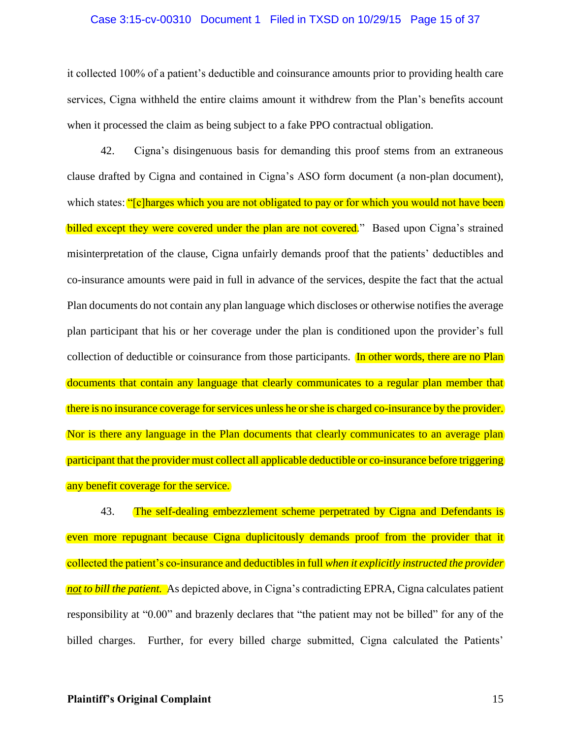it collected 100% of a patient's deductible and coinsurance amounts prior to providing health care services, Cigna withheld the entire claims amount it withdrew from the Plan's benefits account when it processed the claim as being subject to a fake PPO contractual obligation.

42. Cigna's disingenuous basis for demanding this proof stems from an extraneous clause drafted by Cigna and contained in Cigna's ASO form document (a non-plan document), which states: "[c]harges which you are not obligated to pay or for which you would not have been billed except they were covered under the plan are not covered." Based upon Cigna's strained misinterpretation of the clause, Cigna unfairly demands proof that the patients' deductibles and co-insurance amounts were paid in full in advance of the services, despite the fact that the actual Plan documents do not contain any plan language which discloses or otherwise notifies the average plan participant that his or her coverage under the plan is conditioned upon the provider's full collection of deductible or coinsurance from those participants. In other words, there are no Plan documents that contain any language that clearly communicates to a regular plan member that there is no insurance coverage for services unless he or she is charged co-insurance by the provider. Nor is there any language in the Plan documents that clearly communicates to an average plan participant that the provider must collect all applicable deductible or co-insurance before triggering any benefit coverage for the service.

43. The self-dealing embezzlement scheme perpetrated by Cigna and Defendants is even more repugnant because Cigna duplicitously demands proof from the provider that it collected the patient's co-insurance and deductibles in full *when it explicitly instructed the provider **not** to bill the patient.* As depicted above, in Cigna's contradicting EPRA, Cigna calculates patient responsibility at "0.00" and brazenly declares that "the patient may not be billed" for any of the billed charges. Further, for every billed charge submitted, Cigna calculated the Patients'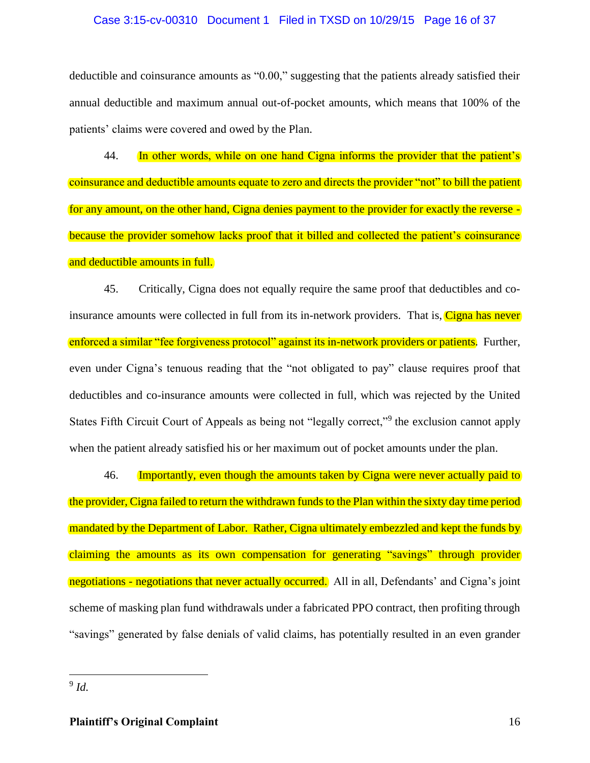deductible and coinsurance amounts as "0.00," suggesting that the patients already satisfied their annual deductible and maximum annual out-of-pocket amounts, which means that 100% of the patients' claims were covered and owed by the Plan.

44. In other words, while on one hand Cigna informs the provider that the patient's coinsurance and deductible amounts equate to zero and directs the provider "not" to bill the patient for any amount, on the other hand, Cigna denies payment to the provider for exactly the reverse - because the provider somehow lacks proof that it billed and collected the patient's coinsurance and deductible amounts in full.

45. Critically, Cigna does not equally require the same proof that deductibles and co-insurance amounts were collected in full from its in-network providers. That is, Cigna has never enforced a similar "fee forgiveness protocol" against its in-network providers or patients. Further, even under Cigna's tenuous reading that the "not obligated to pay" clause requires proof that deductibles and co-insurance amounts were collected in full, which was rejected by the United States Fifth Circuit Court of Appeals as being not "legally correct,"[9] the exclusion cannot apply when the patient already satisfied his or her maximum out of pocket amounts under the plan.

46. Importantly, even though the amounts taken by Cigna were never actually paid to the provider, Cigna failed to return the withdrawn funds to the Plan within the sixty day time period mandated by the Department of Labor. Rather, Cigna ultimately embezzled and kept the funds by claiming the amounts as its own compensation for generating "savings" through provider negotiations - negotiations that never actually occurred. All in all, Defendants' and Cigna's joint scheme of masking plan fund withdrawals under a fabricated PPO contract, then profiting through "savings" generated by false denials of valid claims, has potentially resulted in an even grander

---

[9] *Id.*

**Plaintiff's Original Complaint**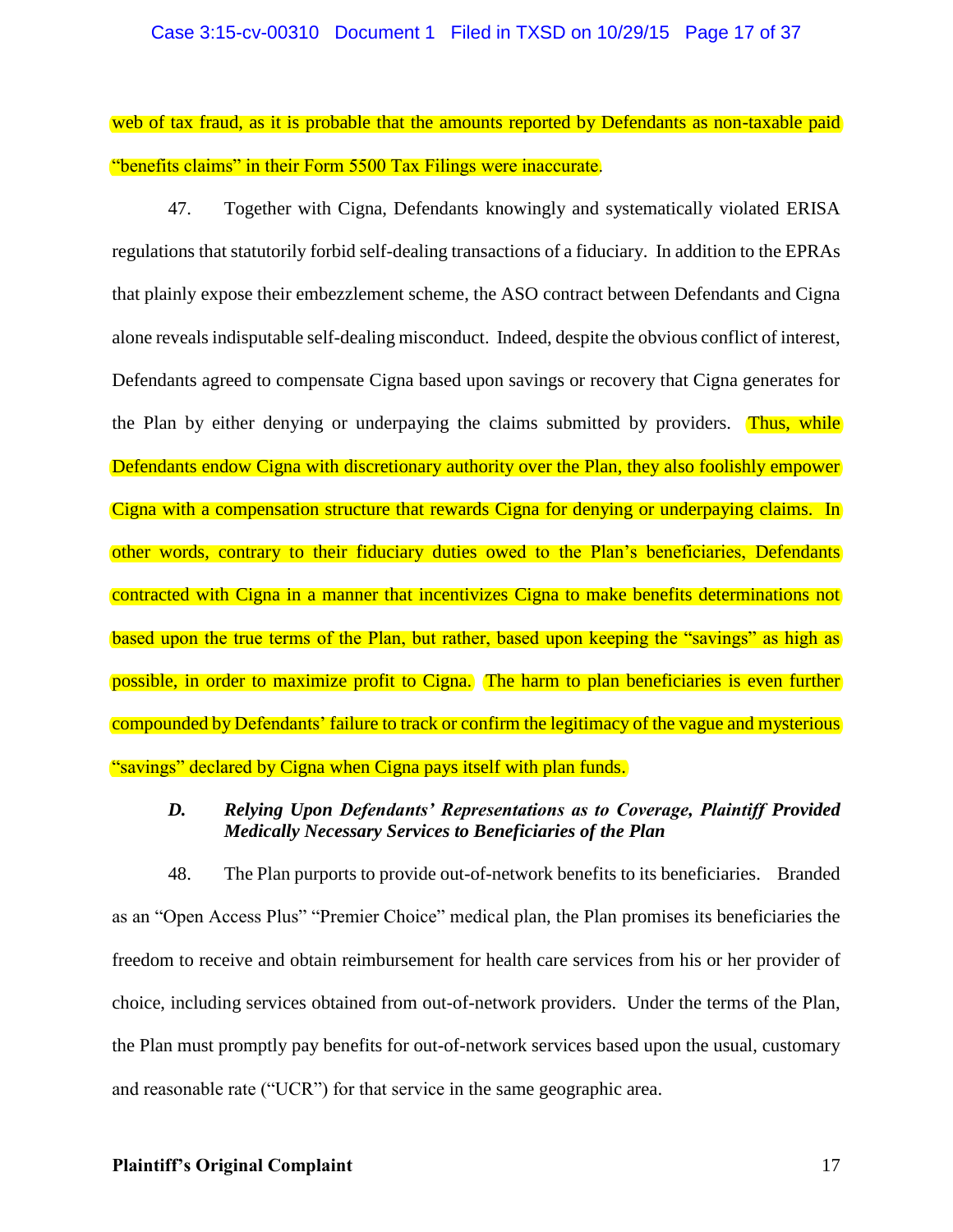web of tax fraud, as it is probable that the amounts reported by Defendants as non-taxable paid "benefits claims" in their Form 5500 Tax Filings were inaccurate.

47. Together with Cigna, Defendants knowingly and systematically violated ERISA regulations that statutorily forbid self-dealing transactions of a fiduciary. In addition to the EPRAs that plainly expose their embezzlement scheme, the ASO contract between Defendants and Cigna alone reveals indisputable self-dealing misconduct. Indeed, despite the obvious conflict of interest, Defendants agreed to compensate Cigna based upon savings or recovery that Cigna generates for the Plan by either denying or underpaying the claims submitted by providers. Thus, while Defendants endow Cigna with discretionary authority over the Plan, they also foolishly empower Cigna with a compensation structure that rewards Cigna for denying or underpaying claims. In other words, contrary to their fiduciary duties owed to the Plan's beneficiaries, Defendants contracted with Cigna in a manner that incentivizes Cigna to make benefits determinations not based upon the true terms of the Plan, but rather, based upon keeping the "savings" as high as possible, in order to maximize profit to Cigna. The harm to plan beneficiaries is even further compounded by Defendants' failure to track or confirm the legitimacy of the vague and mysterious "savings" declared by Cigna when Cigna pays itself with plan funds.

### *D. Relying Upon Defendants' Representations as to Coverage, Plaintiff Provided Medically Necessary Services to Beneficiaries of the Plan*

48. The Plan purports to provide out-of-network benefits to its beneficiaries. Branded as an "Open Access Plus" "Premier Choice" medical plan, the Plan promises its beneficiaries the freedom to receive and obtain reimbursement for health care services from his or her provider of choice, including services obtained from out-of-network providers. Under the terms of the Plan, the Plan must promptly pay benefits for out-of-network services based upon the usual, customary and reasonable rate ("UCR") for that service in the same geographic area.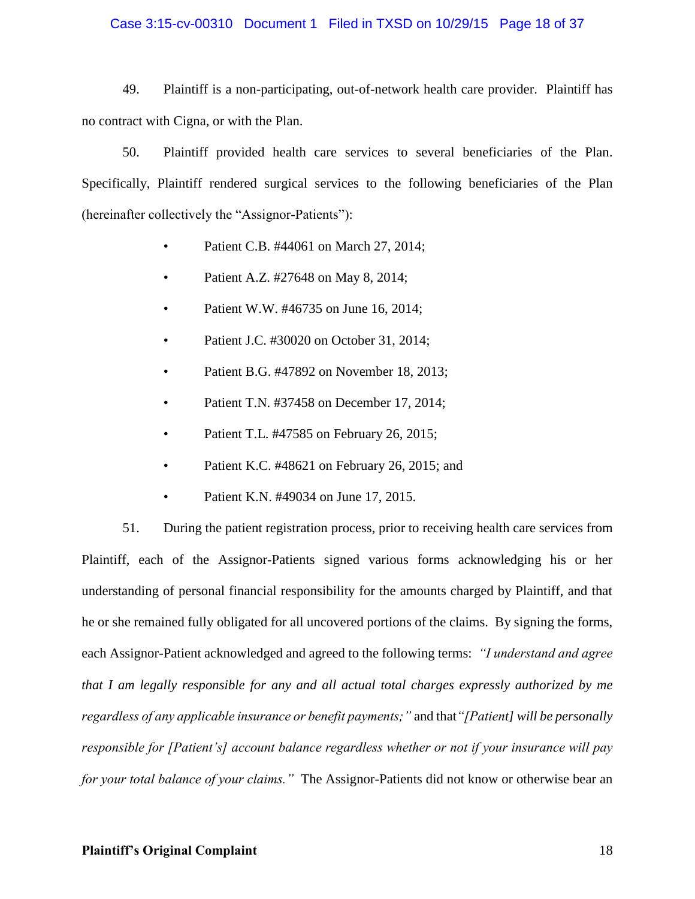49. Plaintiff is a non-participating, out-of-network health care provider. Plaintiff has no contract with Cigna, or with the Plan.

50. Plaintiff provided health care services to several beneficiaries of the Plan. Specifically, Plaintiff rendered surgical services to the following beneficiaries of the Plan (hereinafter collectively the "Assignor-Patients"):

- Patient C.B. #44061 on March 27, 2014;
- Patient A.Z. #27648 on May 8, 2014;
- Patient W.W. #46735 on June 16, 2014;
- Patient J.C. #30020 on October 31, 2014;
- Patient B.G. #47892 on November 18, 2013;
- Patient T.N. #37458 on December 17, 2014;
- Patient T.L. #47585 on February 26, 2015;
- Patient K.C. #48621 on February 26, 2015; and
- Patient K.N. #49034 on June 17, 2015.

51. During the patient registration process, prior to receiving health care services from Plaintiff, each of the Assignor-Patients signed various forms acknowledging his or her understanding of personal financial responsibility for the amounts charged by Plaintiff, and that he or she remained fully obligated for all uncovered portions of the claims. By signing the forms, each Assignor-Patient acknowledged and agreed to the following terms: *"I understand and agree that I am legally responsible for any and all actual total charges expressly authorized by me regardless of any applicable insurance or benefit payments;"* and that *"[Patient] will be personally responsible for [Patient's] account balance regardless whether or not if your insurance will pay for your total balance of your claims."* The Assignor-Patients did not know or otherwise bear an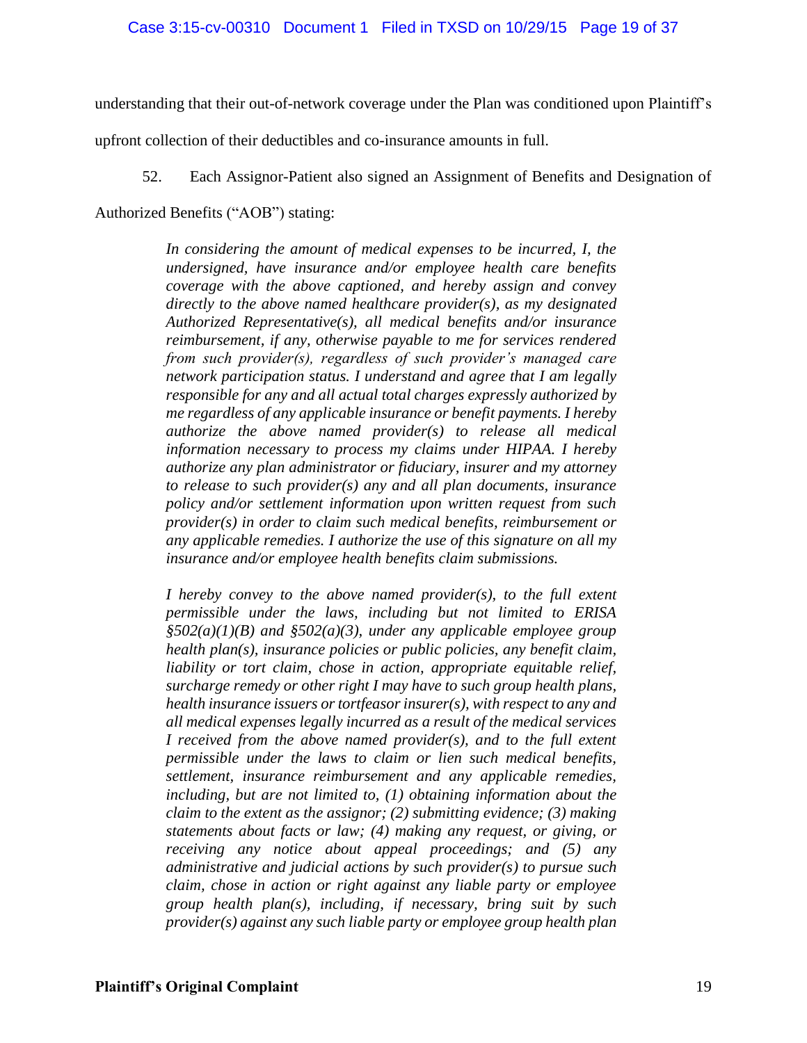understanding that their out-of-network coverage under the Plan was conditioned upon Plaintiff's upfront collection of their deductibles and co-insurance amounts in full.

52. Each Assignor-Patient also signed an Assignment of Benefits and Designation of Authorized Benefits ("AOB") stating:

> *In considering the amount of medical expenses to be incurred, I, the undersigned, have insurance and/or employee health care benefits coverage with the above captioned, and hereby assign and convey directly to the above named healthcare provider(s), as my designated Authorized Representative(s), all medical benefits and/or insurance reimbursement, if any, otherwise payable to me for services rendered from such provider(s), regardless of such provider's managed care network participation status. I understand and agree that I am legally responsible for any and all actual total charges expressly authorized by me regardless of any applicable insurance or benefit payments. I hereby authorize the above named provider(s) to release all medical information necessary to process my claims under HIPAA. I hereby authorize any plan administrator or fiduciary, insurer and my attorney to release to such provider(s) any and all plan documents, insurance policy and/or settlement information upon written request from such provider(s) in order to claim such medical benefits, reimbursement or any applicable remedies. I authorize the use of this signature on all my insurance and/or employee health benefits claim submissions.*
>
> *I hereby convey to the above named provider(s), to the full extent permissible under the laws, including but not limited to ERISA §502(a)(1)(B) and §502(a)(3), under any applicable employee group health plan(s), insurance policies or public policies, any benefit claim, liability or tort claim, chose in action, appropriate equitable relief, surcharge remedy or other right I may have to such group health plans, health insurance issuers or tortfeasor insurer(s), with respect to any and all medical expenses legally incurred as a result of the medical services I received from the above named provider(s), and to the full extent permissible under the laws to claim or lien such medical benefits, settlement, insurance reimbursement and any applicable remedies, including, but are not limited to, (1) obtaining information about the claim to the extent as the assignor; (2) submitting evidence; (3) making statements about facts or law; (4) making any request, or giving, or receiving any notice about appeal proceedings; and (5) any administrative and judicial actions by such provider(s) to pursue such claim, chose in action or right against any liable party or employee group health plan(s), including, if necessary, bring suit by such provider(s) against any such liable party or employee group health plan*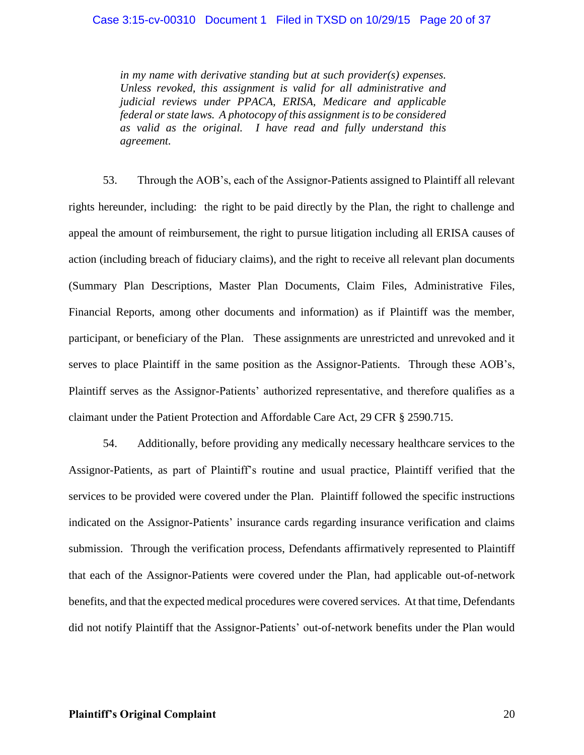> *in my name with derivative standing but at such provider(s) expenses. Unless revoked, this assignment is valid for all administrative and judicial reviews under PPACA, ERISA, Medicare and applicable federal or state laws. A photocopy of this assignment is to be considered as valid as the original. I have read and fully understand this agreement.*

53. Through the AOB's, each of the Assignor-Patients assigned to Plaintiff all relevant rights hereunder, including: the right to be paid directly by the Plan, the right to challenge and appeal the amount of reimbursement, the right to pursue litigation including all ERISA causes of action (including breach of fiduciary claims), and the right to receive all relevant plan documents (Summary Plan Descriptions, Master Plan Documents, Claim Files, Administrative Files, Financial Reports, among other documents and information) as if Plaintiff was the member, participant, or beneficiary of the Plan. These assignments are unrestricted and unrevoked and it serves to place Plaintiff in the same position as the Assignor-Patients. Through these AOB's, Plaintiff serves as the Assignor-Patients' authorized representative, and therefore qualifies as a claimant under the Patient Protection and Affordable Care Act, 29 CFR § 2590.715.

54. Additionally, before providing any medically necessary healthcare services to the Assignor-Patients, as part of Plaintiff's routine and usual practice, Plaintiff verified that the services to be provided were covered under the Plan. Plaintiff followed the specific instructions indicated on the Assignor-Patients' insurance cards regarding insurance verification and claims submission. Through the verification process, Defendants affirmatively represented to Plaintiff that each of the Assignor-Patients were covered under the Plan, had applicable out-of-network benefits, and that the expected medical procedures were covered services. At that time, Defendants did not notify Plaintiff that the Assignor-Patients' out-of-network benefits under the Plan would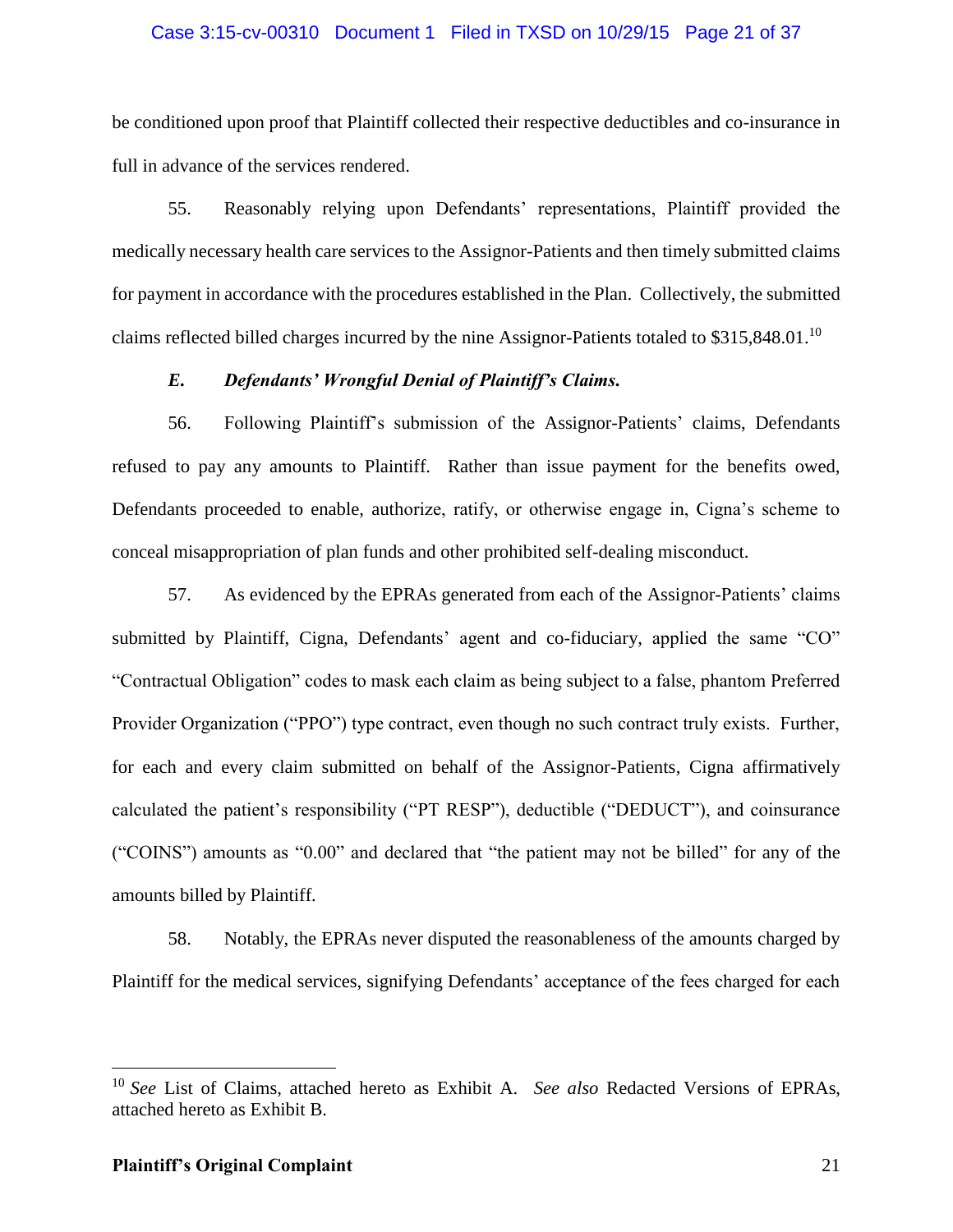be conditioned upon proof that Plaintiff collected their respective deductibles and co-insurance in full in advance of the services rendered.

55. Reasonably relying upon Defendants' representations, Plaintiff provided the medically necessary health care services to the Assignor-Patients and then timely submitted claims for payment in accordance with the procedures established in the Plan. Collectively, the submitted claims reflected billed charges incurred by the nine Assignor-Patients totaled to $315,848.01.[10]

### *E. Defendants' Wrongful Denial of Plaintiff's Claims.*

56. Following Plaintiff's submission of the Assignor-Patients' claims, Defendants refused to pay any amounts to Plaintiff. Rather than issue payment for the benefits owed, Defendants proceeded to enable, authorize, ratify, or otherwise engage in, Cigna's scheme to conceal misappropriation of plan funds and other prohibited self-dealing misconduct.

57. As evidenced by the EPRAs generated from each of the Assignor-Patients' claims submitted by Plaintiff, Cigna, Defendants' agent and co-fiduciary, applied the same "CO" "Contractual Obligation" codes to mask each claim as being subject to a false, phantom Preferred Provider Organization ("PPO") type contract, even though no such contract truly exists. Further, for each and every claim submitted on behalf of the Assignor-Patients, Cigna affirmatively calculated the patient's responsibility ("PT RESP"), deductible ("DEDUCT"), and coinsurance ("COINS") amounts as "0.00" and declared that "the patient may not be billed" for any of the amounts billed by Plaintiff.

58. Notably, the EPRAs never disputed the reasonableness of the amounts charged by Plaintiff for the medical services, signifying Defendants' acceptance of the fees charged for each

---

[10] *See* List of Claims, attached hereto as Exhibit A. *See also* Redacted Versions of EPRAs, attached hereto as Exhibit B.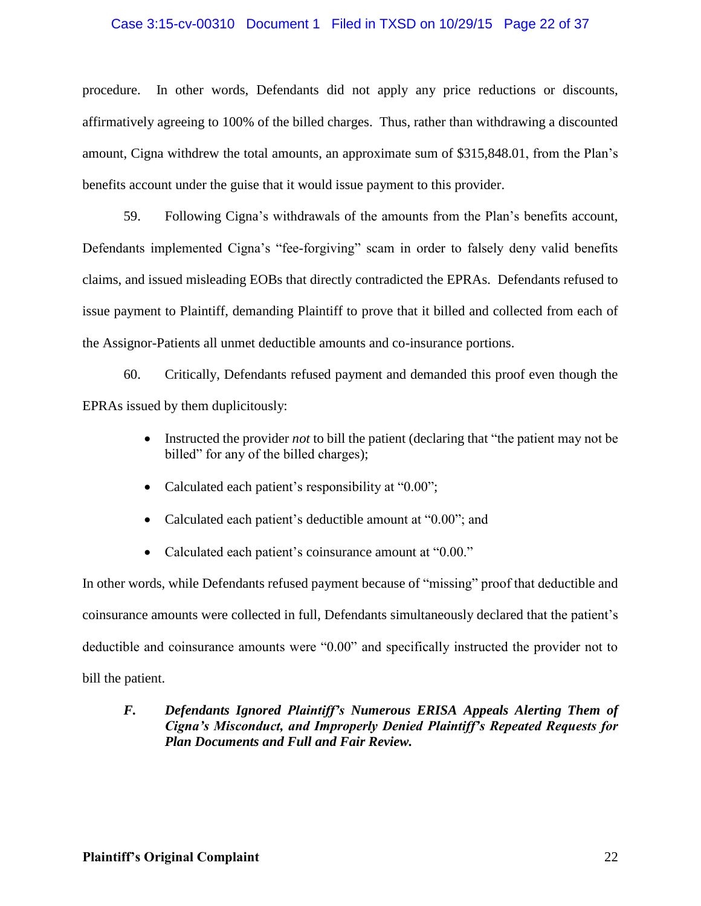procedure. In other words, Defendants did not apply any price reductions or discounts, affirmatively agreeing to 100% of the billed charges. Thus, rather than withdrawing a discounted amount, Cigna withdrew the total amounts, an approximate sum of $315,848.01, from the Plan's benefits account under the guise that it would issue payment to this provider.

59. Following Cigna's withdrawals of the amounts from the Plan's benefits account, Defendants implemented Cigna's "fee-forgiving" scam in order to falsely deny valid benefits claims, and issued misleading EOBs that directly contradicted the EPRAs. Defendants refused to issue payment to Plaintiff, demanding Plaintiff to prove that it billed and collected from each of the Assignor-Patients all unmet deductible amounts and co-insurance portions.

60. Critically, Defendants refused payment and demanded this proof even though the EPRAs issued by them duplicitously:

- Instructed the provider *not* to bill the patient (declaring that "the patient may not be billed" for any of the billed charges);
- Calculated each patient's responsibility at "0.00";
- Calculated each patient's deductible amount at "0.00"; and
- Calculated each patient's coinsurance amount at "0.00."

In other words, while Defendants refused payment because of "missing" proof that deductible and coinsurance amounts were collected in full, Defendants simultaneously declared that the patient's deductible and coinsurance amounts were "0.00" and specifically instructed the provider not to bill the patient.

### *F. Defendants Ignored Plaintiff's Numerous ERISA Appeals Alerting Them of Cigna's Misconduct, and Improperly Denied Plaintiff's Repeated Requests for Plan Documents and Full and Fair Review.*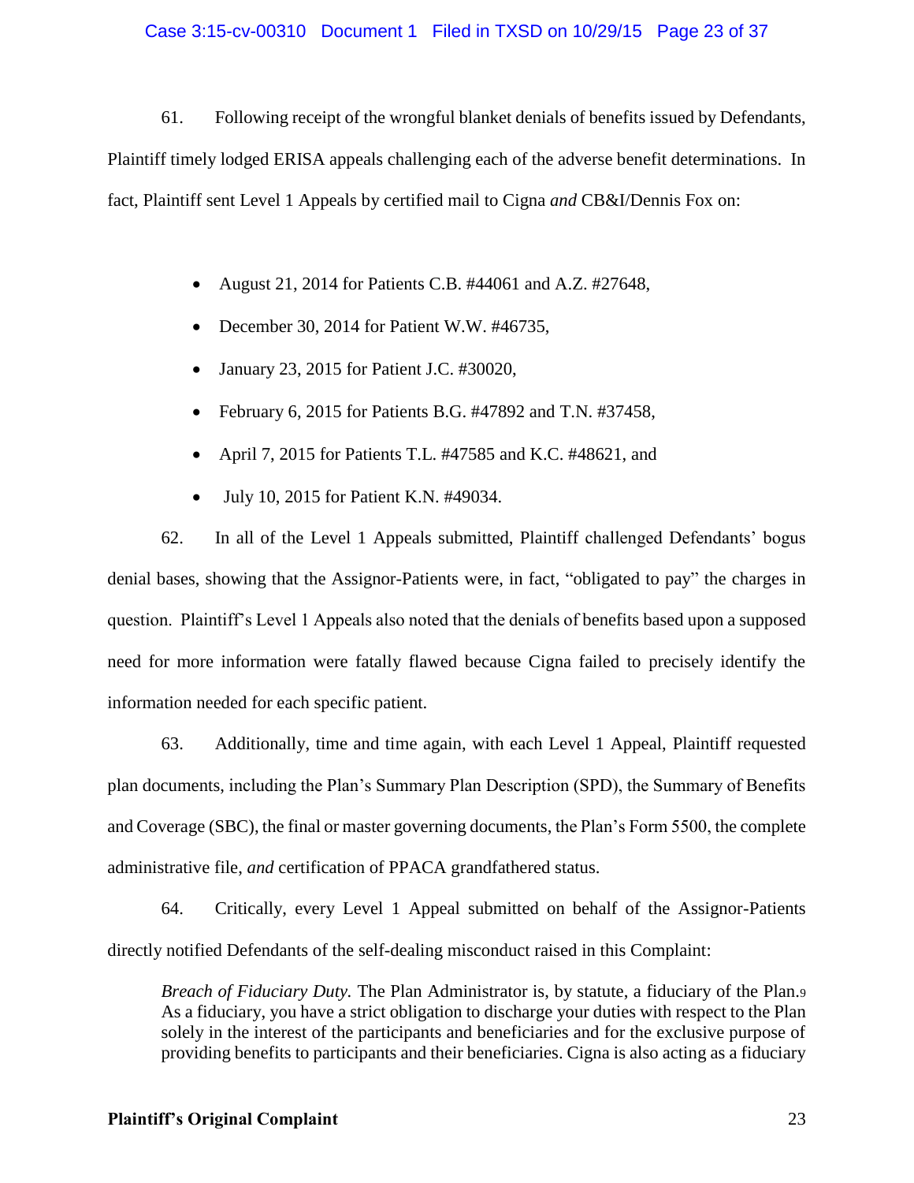61. Following receipt of the wrongful blanket denials of benefits issued by Defendants, Plaintiff timely lodged ERISA appeals challenging each of the adverse benefit determinations. In fact, Plaintiff sent Level 1 Appeals by certified mail to Cigna *and* CB&I/Dennis Fox on:

- August 21, 2014 for Patients C.B. #44061 and A.Z. #27648,
- December 30, 2014 for Patient W.W. #46735,
- January 23, 2015 for Patient J.C. #30020,
- February 6, 2015 for Patients B.G. #47892 and T.N. #37458,
- April 7, 2015 for Patients T.L. #47585 and K.C. #48621, and
- July 10, 2015 for Patient K.N. #49034.

62. In all of the Level 1 Appeals submitted, Plaintiff challenged Defendants' bogus denial bases, showing that the Assignor-Patients were, in fact, "obligated to pay" the charges in question. Plaintiff's Level 1 Appeals also noted that the denials of benefits based upon a supposed need for more information were fatally flawed because Cigna failed to precisely identify the information needed for each specific patient.

63. Additionally, time and time again, with each Level 1 Appeal, Plaintiff requested plan documents, including the Plan's Summary Plan Description (SPD), the Summary of Benefits and Coverage (SBC), the final or master governing documents, the Plan's Form 5500, the complete administrative file, *and* certification of PPACA grandfathered status.

64. Critically, every Level 1 Appeal submitted on behalf of the Assignor-Patients directly notified Defendants of the self-dealing misconduct raised in this Complaint:

> *Breach of Fiduciary Duty.* The Plan Administrator is, by statute, a fiduciary of the Plan.[9] As a fiduciary, you have a strict obligation to discharge your duties with respect to the Plan solely in the interest of the participants and beneficiaries and for the exclusive purpose of providing benefits to participants and their beneficiaries. Cigna is also acting as a fiduciary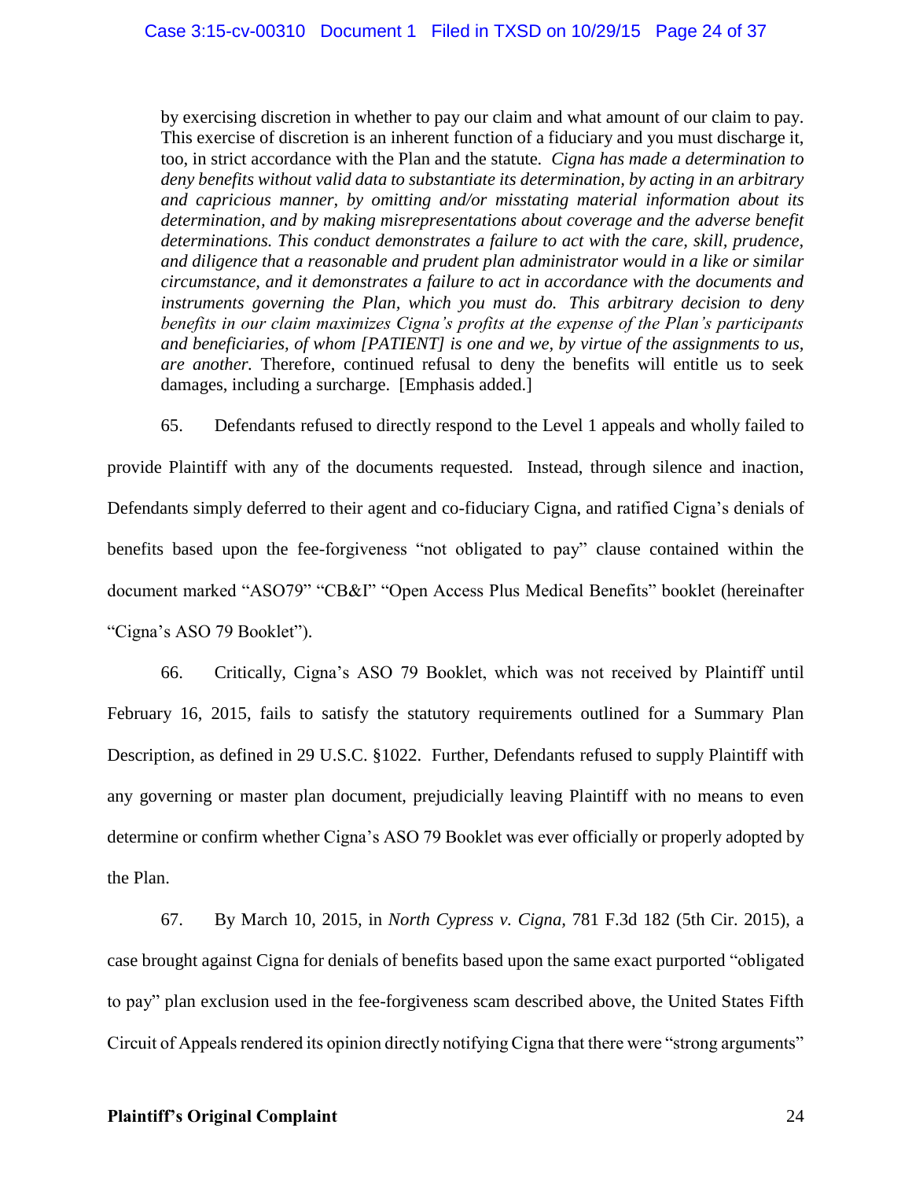> by exercising discretion in whether to pay our claim and what amount of our claim to pay. This exercise of discretion is an inherent function of a fiduciary and you must discharge it, too, in strict accordance with the Plan and the statute. *Cigna has made a determination to deny benefits without valid data to substantiate its determination, by acting in an arbitrary and capricious manner, by omitting and/or misstating material information about its determination, and by making misrepresentations about coverage and the adverse benefit determinations. This conduct demonstrates a failure to act with the care, skill, prudence, and diligence that a reasonable and prudent plan administrator would in a like or similar circumstance, and it demonstrates a failure to act in accordance with the documents and instruments governing the Plan, which you must do. This arbitrary decision to deny benefits in our claim maximizes Cigna's profits at the expense of the Plan's participants and beneficiaries, of whom [PATIENT] is one and we, by virtue of the assignments to us, are another.* Therefore, continued refusal to deny the benefits will entitle us to seek damages, including a surcharge. [Emphasis added.]

65. Defendants refused to directly respond to the Level 1 appeals and wholly failed to provide Plaintiff with any of the documents requested. Instead, through silence and inaction, Defendants simply deferred to their agent and co-fiduciary Cigna, and ratified Cigna's denials of benefits based upon the fee-forgiveness "not obligated to pay" clause contained within the document marked "ASO79" "CB&I" "Open Access Plus Medical Benefits" booklet (hereinafter "Cigna's ASO 79 Booklet").

66. Critically, Cigna's ASO 79 Booklet, which was not received by Plaintiff until February 16, 2015, fails to satisfy the statutory requirements outlined for a Summary Plan Description, as defined in 29 U.S.C. §1022. Further, Defendants refused to supply Plaintiff with any governing or master plan document, prejudicially leaving Plaintiff with no means to even determine or confirm whether Cigna's ASO 79 Booklet was ever officially or properly adopted by the Plan.

67. By March 10, 2015, in *North Cypress v. Cigna*, 781 F.3d 182 (5th Cir. 2015), a case brought against Cigna for denials of benefits based upon the same exact purported "obligated to pay" plan exclusion used in the fee-forgiveness scam described above, the United States Fifth Circuit of Appeals rendered its opinion directly notifying Cigna that there were "strong arguments"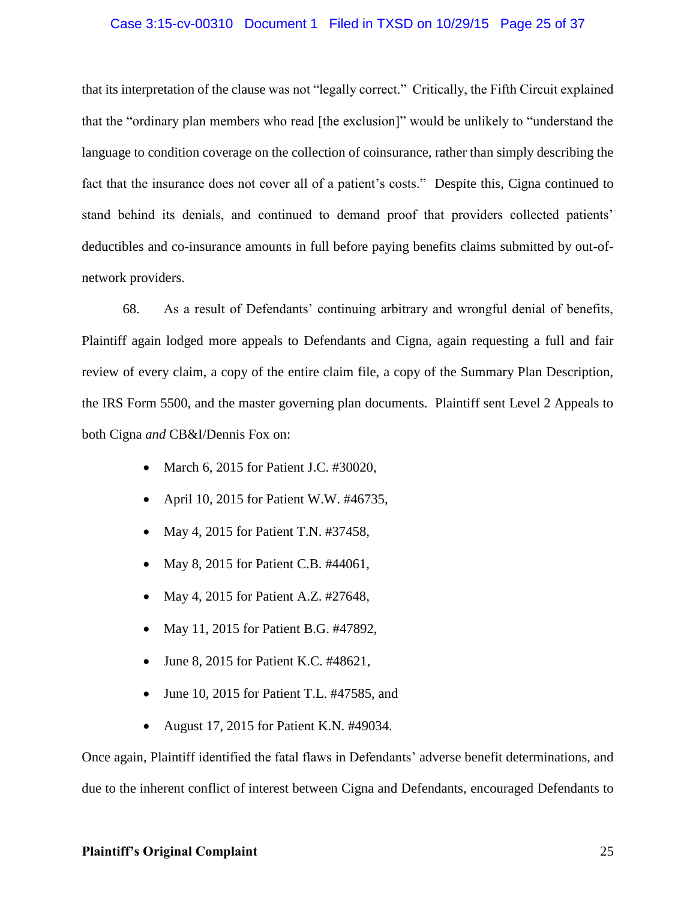that its interpretation of the clause was not "legally correct." Critically, the Fifth Circuit explained that the "ordinary plan members who read [the exclusion]" would be unlikely to "understand the language to condition coverage on the collection of coinsurance, rather than simply describing the fact that the insurance does not cover all of a patient's costs." Despite this, Cigna continued to stand behind its denials, and continued to demand proof that providers collected patients' deductibles and co-insurance amounts in full before paying benefits claims submitted by out-of-network providers.

68. As a result of Defendants' continuing arbitrary and wrongful denial of benefits, Plaintiff again lodged more appeals to Defendants and Cigna, again requesting a full and fair review of every claim, a copy of the entire claim file, a copy of the Summary Plan Description, the IRS Form 5500, and the master governing plan documents. Plaintiff sent Level 2 Appeals to both Cigna *and* CB&I/Dennis Fox on:

- March 6, 2015 for Patient J.C. #30020,
- April 10, 2015 for Patient W.W. #46735,
- May 4, 2015 for Patient T.N. #37458,
- May 8, 2015 for Patient C.B. #44061,
- May 4, 2015 for Patient A.Z. #27648,
- May 11, 2015 for Patient B.G. #47892,
- June 8, 2015 for Patient K.C. #48621,
- June 10, 2015 for Patient T.L. #47585, and
- August 17, 2015 for Patient K.N. #49034.

Once again, Plaintiff identified the fatal flaws in Defendants' adverse benefit determinations, and due to the inherent conflict of interest between Cigna and Defendants, encouraged Defendants to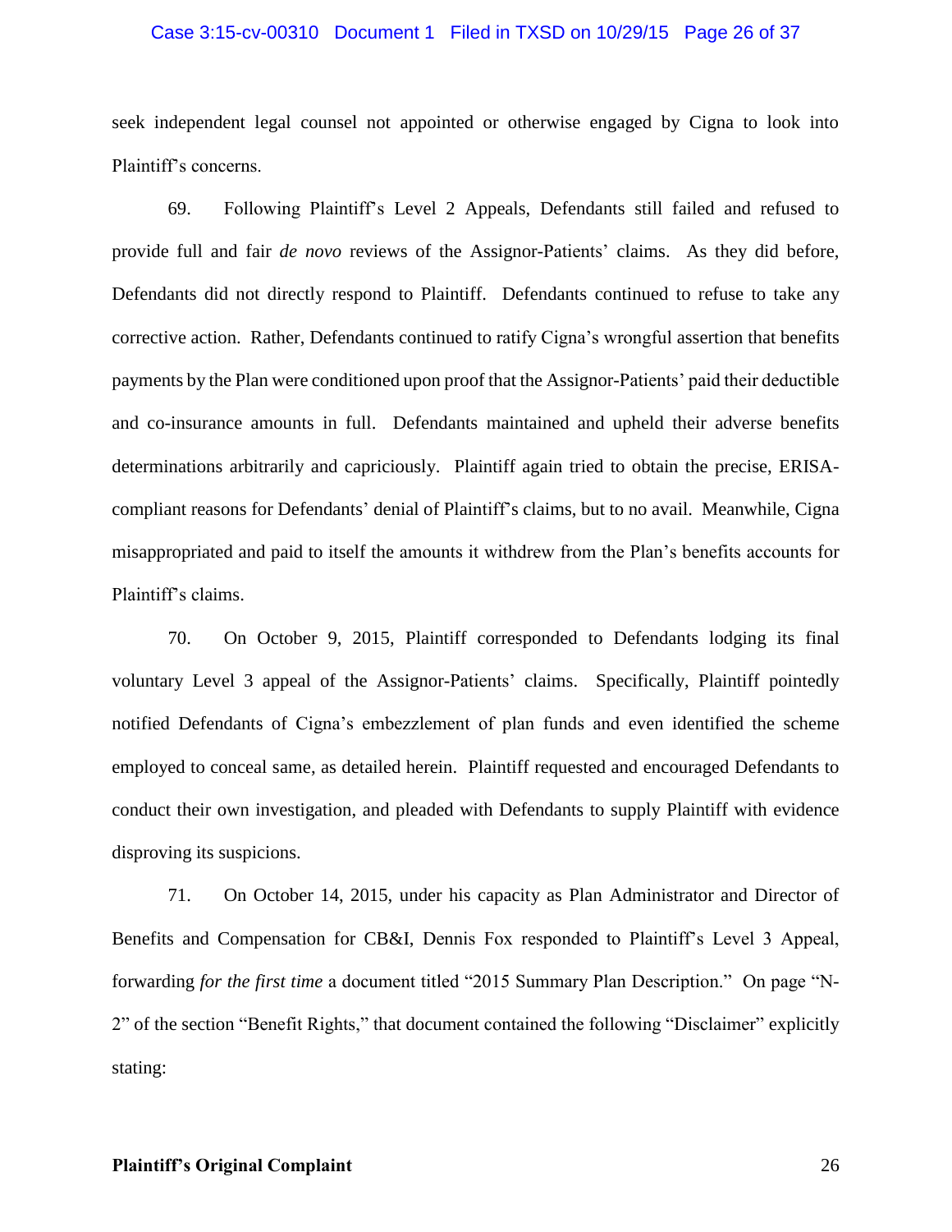seek independent legal counsel not appointed or otherwise engaged by Cigna to look into Plaintiff's concerns.

69. Following Plaintiff's Level 2 Appeals, Defendants still failed and refused to provide full and fair *de novo* reviews of the Assignor-Patients' claims. As they did before, Defendants did not directly respond to Plaintiff. Defendants continued to refuse to take any corrective action. Rather, Defendants continued to ratify Cigna's wrongful assertion that benefits payments by the Plan were conditioned upon proof that the Assignor-Patients' paid their deductible and co-insurance amounts in full. Defendants maintained and upheld their adverse benefits determinations arbitrarily and capriciously. Plaintiff again tried to obtain the precise, ERISA-compliant reasons for Defendants' denial of Plaintiff's claims, but to no avail. Meanwhile, Cigna misappropriated and paid to itself the amounts it withdrew from the Plan's benefits accounts for Plaintiff's claims.

70. On October 9, 2015, Plaintiff corresponded to Defendants lodging its final voluntary Level 3 appeal of the Assignor-Patients' claims. Specifically, Plaintiff pointedly notified Defendants of Cigna's embezzlement of plan funds and even identified the scheme employed to conceal same, as detailed herein. Plaintiff requested and encouraged Defendants to conduct their own investigation, and pleaded with Defendants to supply Plaintiff with evidence disproving its suspicions.

71. On October 14, 2015, under his capacity as Plan Administrator and Director of Benefits and Compensation for CB&I, Dennis Fox responded to Plaintiff's Level 3 Appeal, forwarding *for the first time* a document titled "2015 Summary Plan Description." On page "N-2" of the section "Benefit Rights," that document contained the following "Disclaimer" explicitly stating: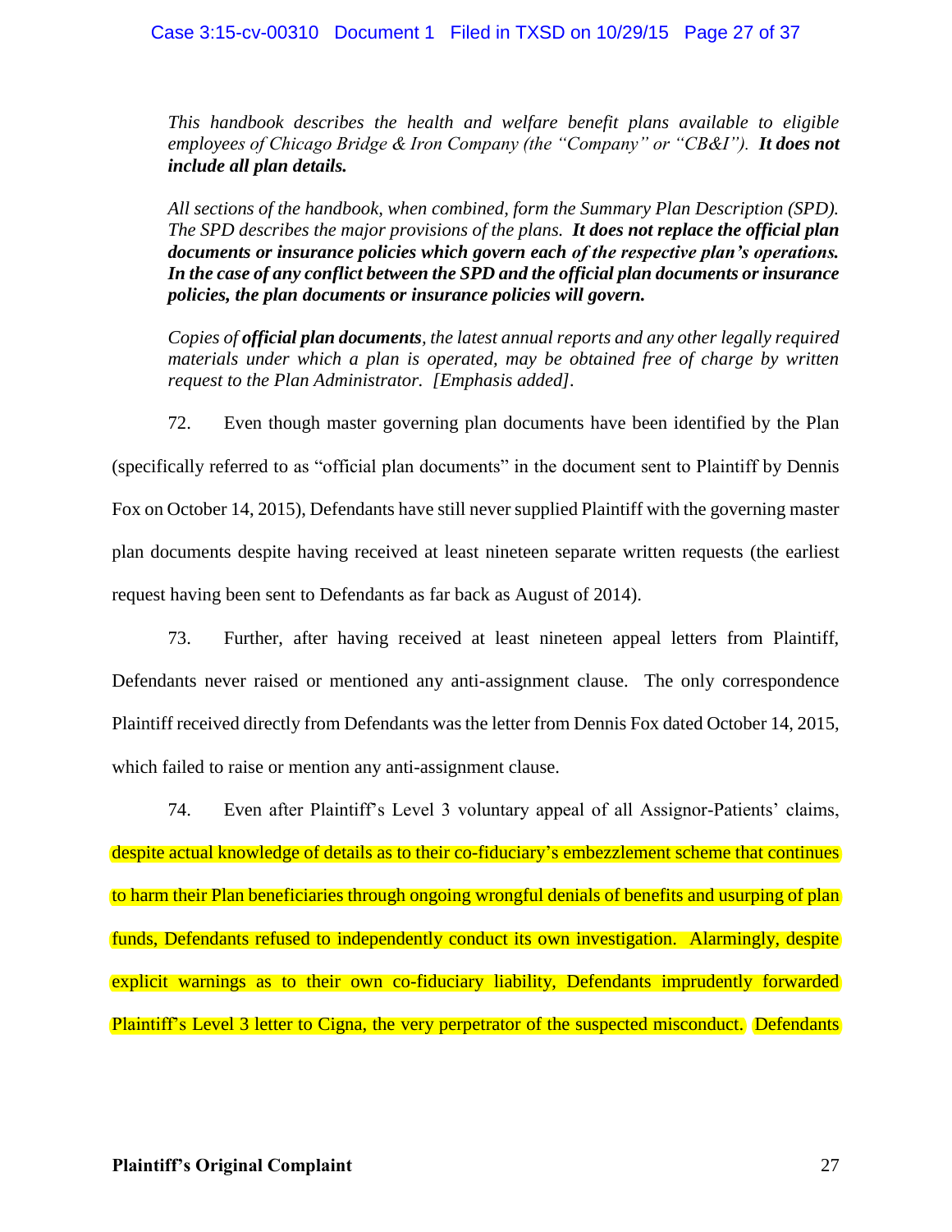*This handbook describes the health and welfare benefit plans available to eligible employees of Chicago Bridge & Iron Company (the "Company" or "CB&I").* ***It does not include all plan details.***

*All sections of the handbook, when combined, form the Summary Plan Description (SPD). The SPD describes the major provisions of the plans.* ***It does not replace the official plan documents or insurance policies which govern each of the respective plan's operations. In the case of any conflict between the SPD and the official plan documents or insurance policies, the plan documents or insurance policies will govern.***

*Copies of* ***official plan documents****, the latest annual reports and any other legally required materials under which a plan is operated, may be obtained free of charge by written request to the Plan Administrator. [Emphasis added].*

72. Even though master governing plan documents have been identified by the Plan (specifically referred to as "official plan documents" in the document sent to Plaintiff by Dennis Fox on October 14, 2015), Defendants have still never supplied Plaintiff with the governing master plan documents despite having received at least nineteen separate written requests (the earliest request having been sent to Defendants as far back as August of 2014).

73. Further, after having received at least nineteen appeal letters from Plaintiff, Defendants never raised or mentioned any anti-assignment clause. The only correspondence Plaintiff received directly from Defendants was the letter from Dennis Fox dated October 14, 2015, which failed to raise or mention any anti-assignment clause.

74. Even after Plaintiff's Level 3 voluntary appeal of all Assignor-Patients' claims, despite actual knowledge of details as to their co-fiduciary's embezzlement scheme that continues to harm their Plan beneficiaries through ongoing wrongful denials of benefits and usurping of plan funds, Defendants refused to independently conduct its own investigation. Alarmingly, despite explicit warnings as to their own co-fiduciary liability, Defendants imprudently forwarded Plaintiff's Level 3 letter to Cigna, the very perpetrator of the suspected misconduct. Defendants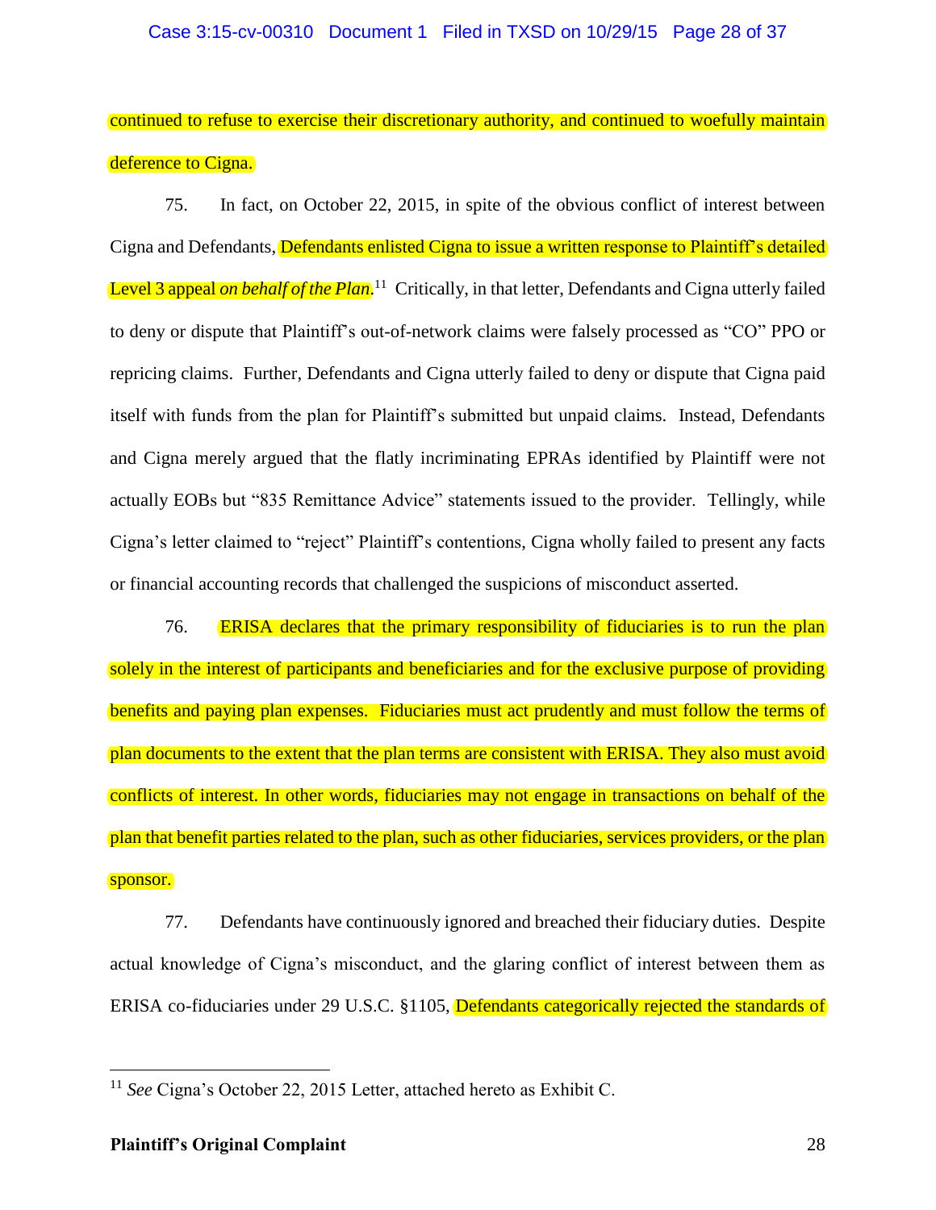continued to refuse to exercise their discretionary authority, and continued to woefully maintain deference to Cigna.

75. In fact, on October 22, 2015, in spite of the obvious conflict of interest between Cigna and Defendants, Defendants enlisted Cigna to issue a written response to Plaintiff's detailed Level 3 appeal *on behalf of the Plan*.[11] Critically, in that letter, Defendants and Cigna utterly failed to deny or dispute that Plaintiff's out-of-network claims were falsely processed as "CO" PPO or repricing claims. Further, Defendants and Cigna utterly failed to deny or dispute that Cigna paid itself with funds from the plan for Plaintiff's submitted but unpaid claims. Instead, Defendants and Cigna merely argued that the flatly incriminating EPRAs identified by Plaintiff were not actually EOBs but "835 Remittance Advice" statements issued to the provider. Tellingly, while Cigna's letter claimed to "reject" Plaintiff's contentions, Cigna wholly failed to present any facts or financial accounting records that challenged the suspicions of misconduct asserted.

76. ERISA declares that the primary responsibility of fiduciaries is to run the plan solely in the interest of participants and beneficiaries and for the exclusive purpose of providing benefits and paying plan expenses. Fiduciaries must act prudently and must follow the terms of plan documents to the extent that the plan terms are consistent with ERISA. They also must avoid conflicts of interest. In other words, fiduciaries may not engage in transactions on behalf of the plan that benefit parties related to the plan, such as other fiduciaries, services providers, or the plan sponsor.

77. Defendants have continuously ignored and breached their fiduciary duties. Despite actual knowledge of Cigna's misconduct, and the glaring conflict of interest between them as ERISA co-fiduciaries under 29 U.S.C. §1105, Defendants categorically rejected the standards of

---

[11] *See* Cigna's October 22, 2015 Letter, attached hereto as Exhibit C.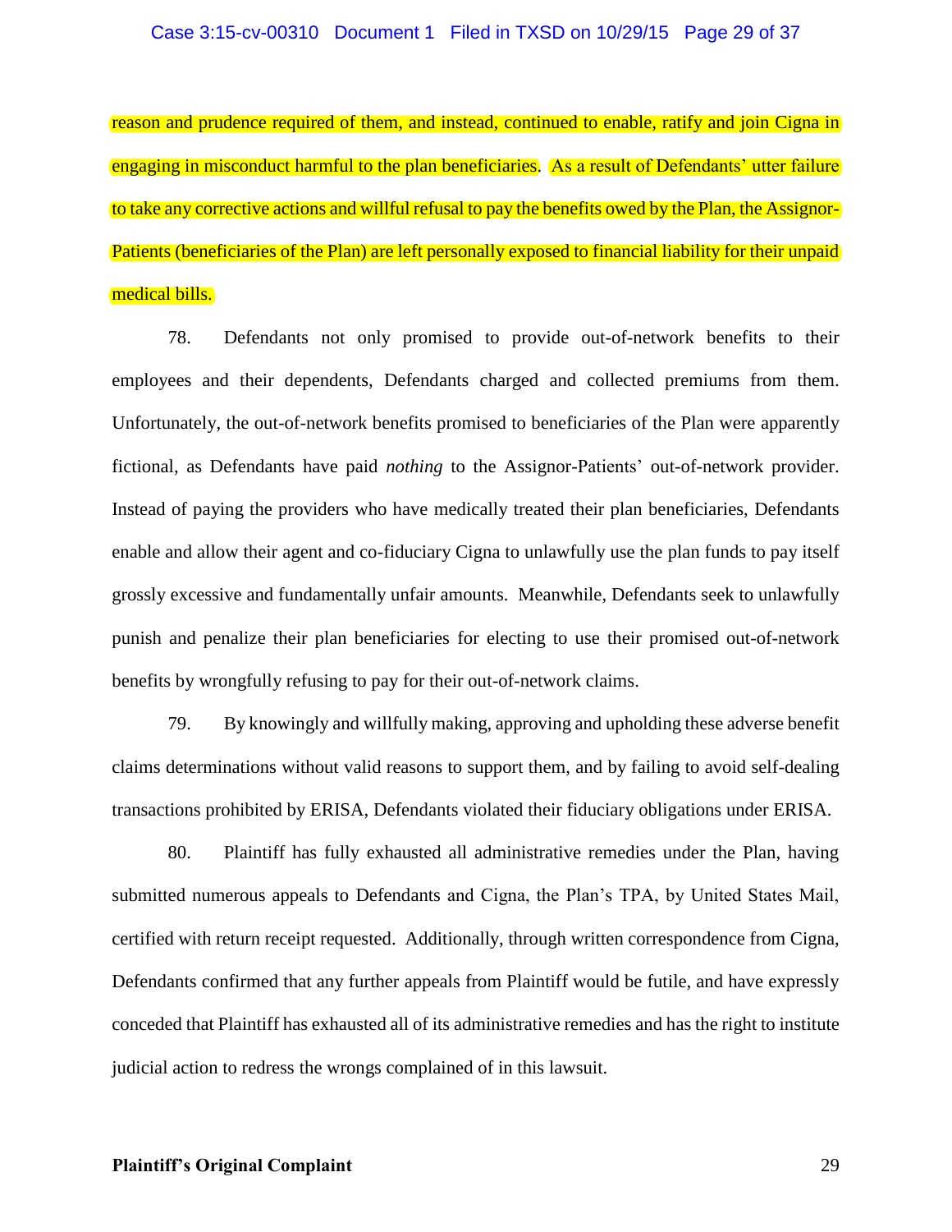reason and prudence required of them, and instead, continued to enable, ratify and join Cigna in engaging in misconduct harmful to the plan beneficiaries. As a result of Defendants' utter failure to take any corrective actions and willful refusal to pay the benefits owed by the Plan, the Assignor-Patients (beneficiaries of the Plan) are left personally exposed to financial liability for their unpaid medical bills.

78. Defendants not only promised to provide out-of-network benefits to their employees and their dependents, Defendants charged and collected premiums from them. Unfortunately, the out-of-network benefits promised to beneficiaries of the Plan were apparently fictional, as Defendants have paid *nothing* to the Assignor-Patients' out-of-network provider. Instead of paying the providers who have medically treated their plan beneficiaries, Defendants enable and allow their agent and co-fiduciary Cigna to unlawfully use the plan funds to pay itself grossly excessive and fundamentally unfair amounts. Meanwhile, Defendants seek to unlawfully punish and penalize their plan beneficiaries for electing to use their promised out-of-network benefits by wrongfully refusing to pay for their out-of-network claims.

79. By knowingly and willfully making, approving and upholding these adverse benefit claims determinations without valid reasons to support them, and by failing to avoid self-dealing transactions prohibited by ERISA, Defendants violated their fiduciary obligations under ERISA.

80. Plaintiff has fully exhausted all administrative remedies under the Plan, having submitted numerous appeals to Defendants and Cigna, the Plan's TPA, by United States Mail, certified with return receipt requested. Additionally, through written correspondence from Cigna, Defendants confirmed that any further appeals from Plaintiff would be futile, and have expressly conceded that Plaintiff has exhausted all of its administrative remedies and has the right to institute judicial action to redress the wrongs complained of in this lawsuit.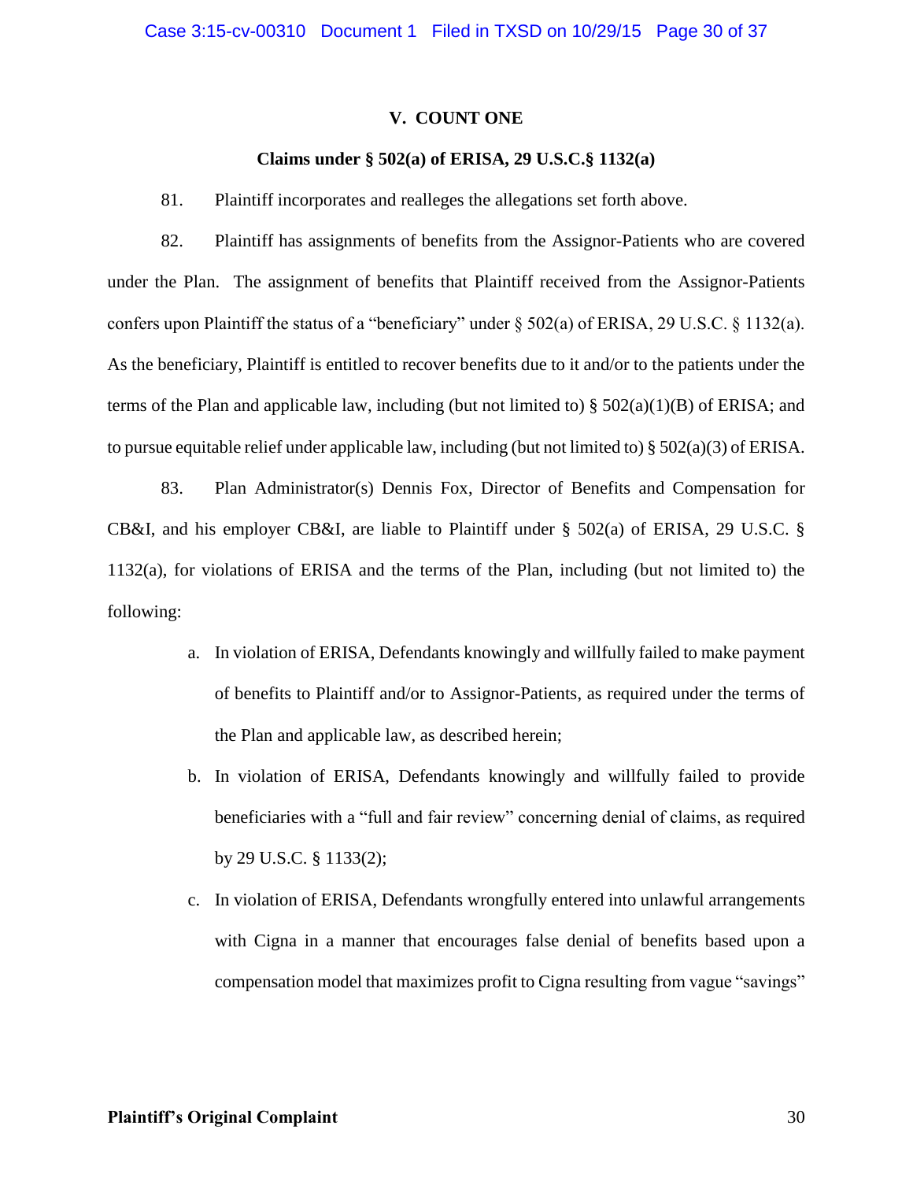## V. COUNT ONE

### Claims under § 502(a) of ERISA, 29 U.S.C.§ 1132(a)

81. Plaintiff incorporates and realleges the allegations set forth above.

82. Plaintiff has assignments of benefits from the Assignor-Patients who are covered under the Plan. The assignment of benefits that Plaintiff received from the Assignor-Patients confers upon Plaintiff the status of a "beneficiary" under § 502(a) of ERISA, 29 U.S.C. § 1132(a). As the beneficiary, Plaintiff is entitled to recover benefits due to it and/or to the patients under the terms of the Plan and applicable law, including (but not limited to) § 502(a)(1)(B) of ERISA; and to pursue equitable relief under applicable law, including (but not limited to) § 502(a)(3) of ERISA.

83. Plan Administrator(s) Dennis Fox, Director of Benefits and Compensation for CB&I, and his employer CB&I, are liable to Plaintiff under § 502(a) of ERISA, 29 U.S.C. § 1132(a), for violations of ERISA and the terms of the Plan, including (but not limited to) the following:

a. In violation of ERISA, Defendants knowingly and willfully failed to make payment of benefits to Plaintiff and/or to Assignor-Patients, as required under the terms of the Plan and applicable law, as described herein;

b. In violation of ERISA, Defendants knowingly and willfully failed to provide beneficiaries with a "full and fair review" concerning denial of claims, as required by 29 U.S.C. § 1133(2);

c. In violation of ERISA, Defendants wrongfully entered into unlawful arrangements with Cigna in a manner that encourages false denial of benefits based upon a compensation model that maximizes profit to Cigna resulting from vague "savings"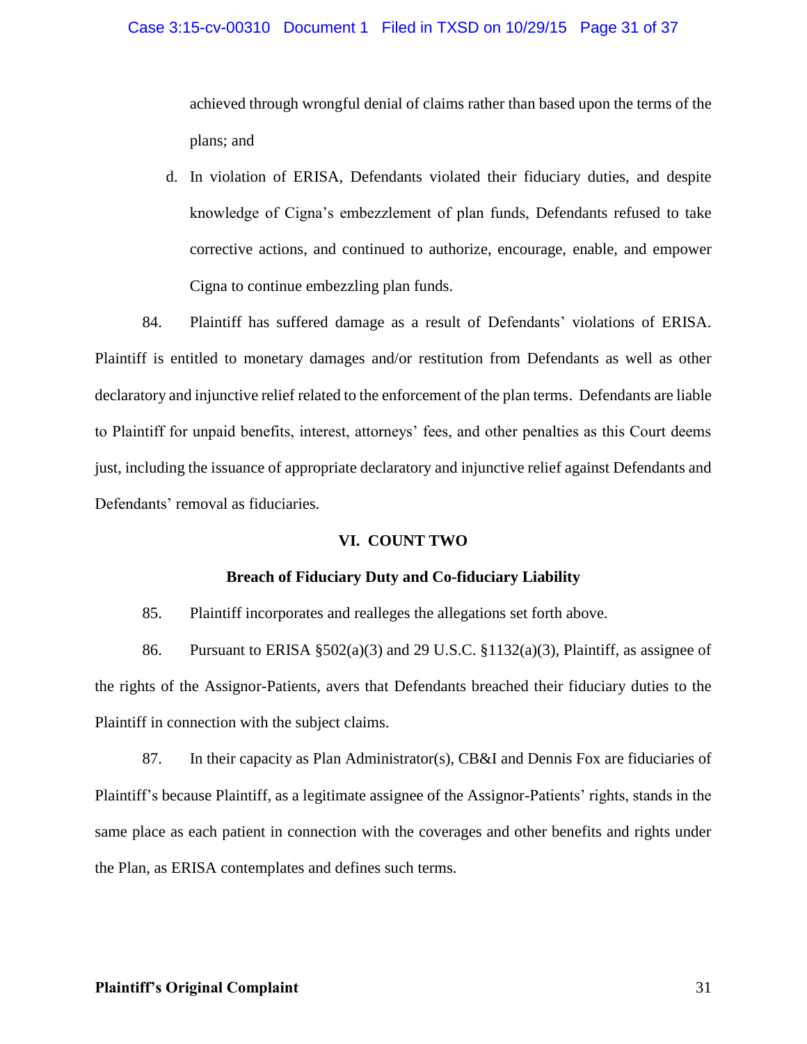achieved through wrongful denial of claims rather than based upon the terms of the plans; and

d. In violation of ERISA, Defendants violated their fiduciary duties, and despite knowledge of Cigna's embezzlement of plan funds, Defendants refused to take corrective actions, and continued to authorize, encourage, enable, and empower Cigna to continue embezzling plan funds.

84. Plaintiff has suffered damage as a result of Defendants' violations of ERISA. Plaintiff is entitled to monetary damages and/or restitution from Defendants as well as other declaratory and injunctive relief related to the enforcement of the plan terms. Defendants are liable to Plaintiff for unpaid benefits, interest, attorneys' fees, and other penalties as this Court deems just, including the issuance of appropriate declaratory and injunctive relief against Defendants and Defendants' removal as fiduciaries.

## VI. COUNT TWO

### Breach of Fiduciary Duty and Co-fiduciary Liability

85. Plaintiff incorporates and realleges the allegations set forth above.

86. Pursuant to ERISA §502(a)(3) and 29 U.S.C. §1132(a)(3), Plaintiff, as assignee of the rights of the Assignor-Patients, avers that Defendants breached their fiduciary duties to the Plaintiff in connection with the subject claims.

87. In their capacity as Plan Administrator(s), CB&I and Dennis Fox are fiduciaries of Plaintiff's because Plaintiff, as a legitimate assignee of the Assignor-Patients' rights, stands in the same place as each patient in connection with the coverages and other benefits and rights under the Plan, as ERISA contemplates and defines such terms.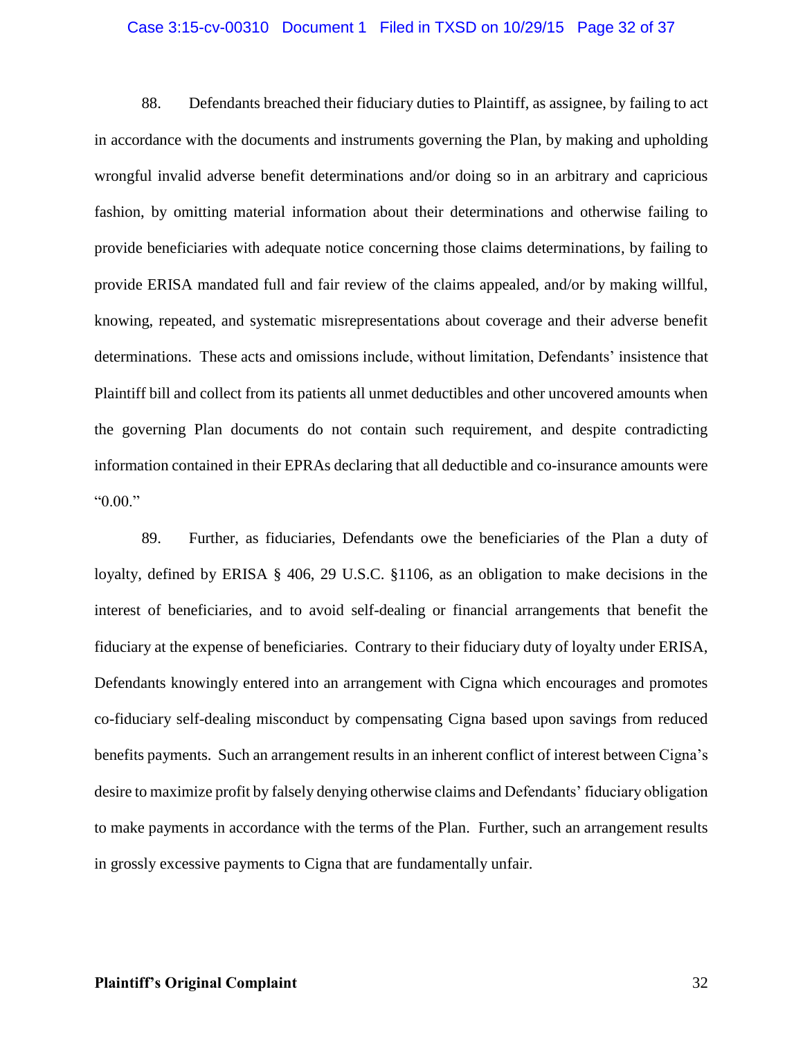88. Defendants breached their fiduciary duties to Plaintiff, as assignee, by failing to act in accordance with the documents and instruments governing the Plan, by making and upholding wrongful invalid adverse benefit determinations and/or doing so in an arbitrary and capricious fashion, by omitting material information about their determinations and otherwise failing to provide beneficiaries with adequate notice concerning those claims determinations, by failing to provide ERISA mandated full and fair review of the claims appealed, and/or by making willful, knowing, repeated, and systematic misrepresentations about coverage and their adverse benefit determinations. These acts and omissions include, without limitation, Defendants' insistence that Plaintiff bill and collect from its patients all unmet deductibles and other uncovered amounts when the governing Plan documents do not contain such requirement, and despite contradicting information contained in their EPRAs declaring that all deductible and co-insurance amounts were "0.00."

89. Further, as fiduciaries, Defendants owe the beneficiaries of the Plan a duty of loyalty, defined by ERISA § 406, 29 U.S.C. §1106, as an obligation to make decisions in the interest of beneficiaries, and to avoid self-dealing or financial arrangements that benefit the fiduciary at the expense of beneficiaries. Contrary to their fiduciary duty of loyalty under ERISA, Defendants knowingly entered into an arrangement with Cigna which encourages and promotes co-fiduciary self-dealing misconduct by compensating Cigna based upon savings from reduced benefits payments. Such an arrangement results in an inherent conflict of interest between Cigna's desire to maximize profit by falsely denying otherwise claims and Defendants' fiduciary obligation to make payments in accordance with the terms of the Plan. Further, such an arrangement results in grossly excessive payments to Cigna that are fundamentally unfair.

**Plaintiff's Original Complaint**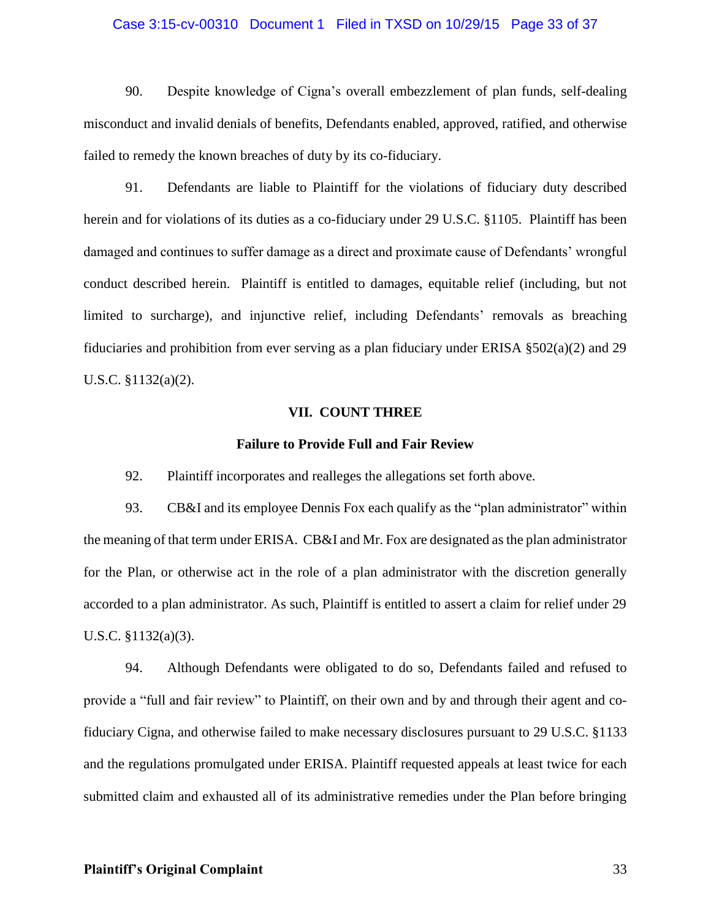90. Despite knowledge of Cigna's overall embezzlement of plan funds, self-dealing misconduct and invalid denials of benefits, Defendants enabled, approved, ratified, and otherwise failed to remedy the known breaches of duty by its co-fiduciary.

91. Defendants are liable to Plaintiff for the violations of fiduciary duty described herein and for violations of its duties as a co-fiduciary under 29 U.S.C. §1105. Plaintiff has been damaged and continues to suffer damage as a direct and proximate cause of Defendants' wrongful conduct described herein. Plaintiff is entitled to damages, equitable relief (including, but not limited to surcharge), and injunctive relief, including Defendants' removals as breaching fiduciaries and prohibition from ever serving as a plan fiduciary under ERISA §502(a)(2) and 29 U.S.C. §1132(a)(2).

## VII. COUNT THREE

### Failure to Provide Full and Fair Review

92. Plaintiff incorporates and realleges the allegations set forth above.

93. CB&I and its employee Dennis Fox each qualify as the "plan administrator" within the meaning of that term under ERISA. CB&I and Mr. Fox are designated as the plan administrator for the Plan, or otherwise act in the role of a plan administrator with the discretion generally accorded to a plan administrator. As such, Plaintiff is entitled to assert a claim for relief under 29 U.S.C. §1132(a)(3).

94. Although Defendants were obligated to do so, Defendants failed and refused to provide a "full and fair review" to Plaintiff, on their own and by and through their agent and co-fiduciary Cigna, and otherwise failed to make necessary disclosures pursuant to 29 U.S.C. §1133 and the regulations promulgated under ERISA. Plaintiff requested appeals at least twice for each submitted claim and exhausted all of its administrative remedies under the Plan before bringing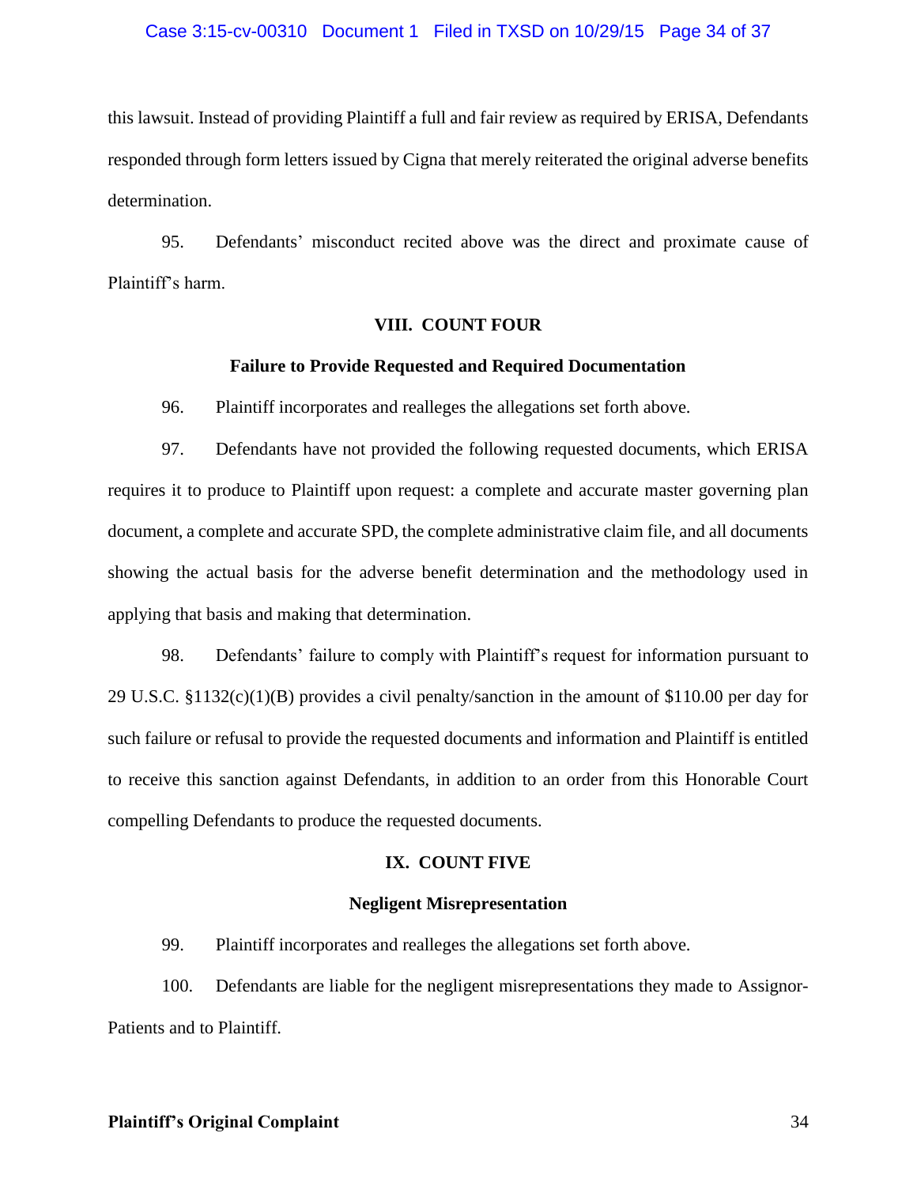this lawsuit. Instead of providing Plaintiff a full and fair review as required by ERISA, Defendants responded through form letters issued by Cigna that merely reiterated the original adverse benefits determination.

95. Defendants' misconduct recited above was the direct and proximate cause of Plaintiff's harm.

## VIII. COUNT FOUR

### Failure to Provide Requested and Required Documentation

96. Plaintiff incorporates and realleges the allegations set forth above.

97. Defendants have not provided the following requested documents, which ERISA requires it to produce to Plaintiff upon request: a complete and accurate master governing plan document, a complete and accurate SPD, the complete administrative claim file, and all documents showing the actual basis for the adverse benefit determination and the methodology used in applying that basis and making that determination.

98. Defendants' failure to comply with Plaintiff's request for information pursuant to 29 U.S.C. §1132(c)(1)(B) provides a civil penalty/sanction in the amount of $110.00 per day for such failure or refusal to provide the requested documents and information and Plaintiff is entitled to receive this sanction against Defendants, in addition to an order from this Honorable Court compelling Defendants to produce the requested documents.

## IX. COUNT FIVE

### Negligent Misrepresentation

99. Plaintiff incorporates and realleges the allegations set forth above.

100. Defendants are liable for the negligent misrepresentations they made to Assignor-Patients and to Plaintiff.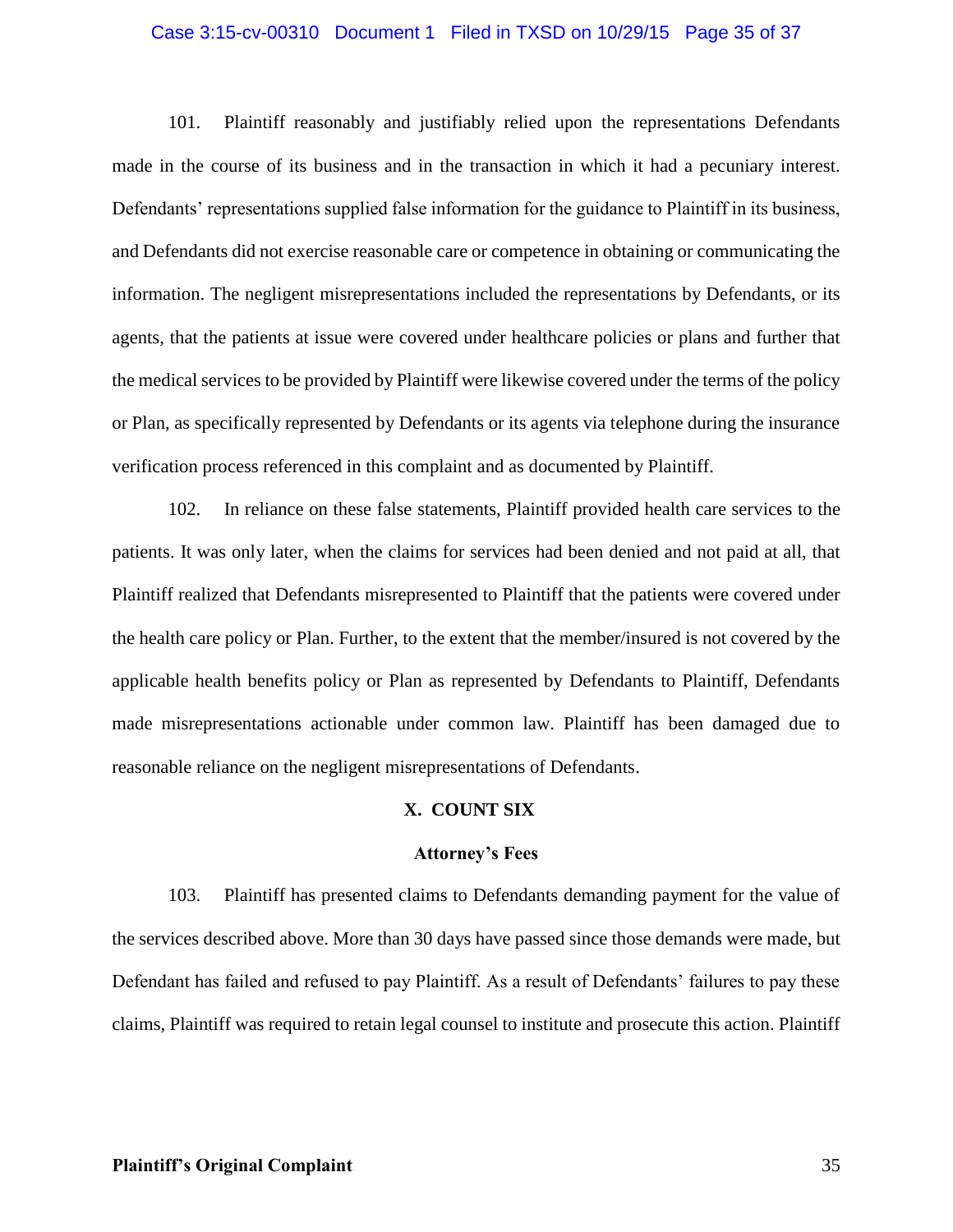101. Plaintiff reasonably and justifiably relied upon the representations Defendants made in the course of its business and in the transaction in which it had a pecuniary interest. Defendants' representations supplied false information for the guidance to Plaintiff in its business, and Defendants did not exercise reasonable care or competence in obtaining or communicating the information. The negligent misrepresentations included the representations by Defendants, or its agents, that the patients at issue were covered under healthcare policies or plans and further that the medical services to be provided by Plaintiff were likewise covered under the terms of the policy or Plan, as specifically represented by Defendants or its agents via telephone during the insurance verification process referenced in this complaint and as documented by Plaintiff.

102. In reliance on these false statements, Plaintiff provided health care services to the patients. It was only later, when the claims for services had been denied and not paid at all, that Plaintiff realized that Defendants misrepresented to Plaintiff that the patients were covered under the health care policy or Plan. Further, to the extent that the member/insured is not covered by the applicable health benefits policy or Plan as represented by Defendants to Plaintiff, Defendants made misrepresentations actionable under common law. Plaintiff has been damaged due to reasonable reliance on the negligent misrepresentations of Defendants.

## X. COUNT SIX

### Attorney's Fees

103. Plaintiff has presented claims to Defendants demanding payment for the value of the services described above. More than 30 days have passed since those demands were made, but Defendant has failed and refused to pay Plaintiff. As a result of Defendants' failures to pay these claims, Plaintiff was required to retain legal counsel to institute and prosecute this action. Plaintiff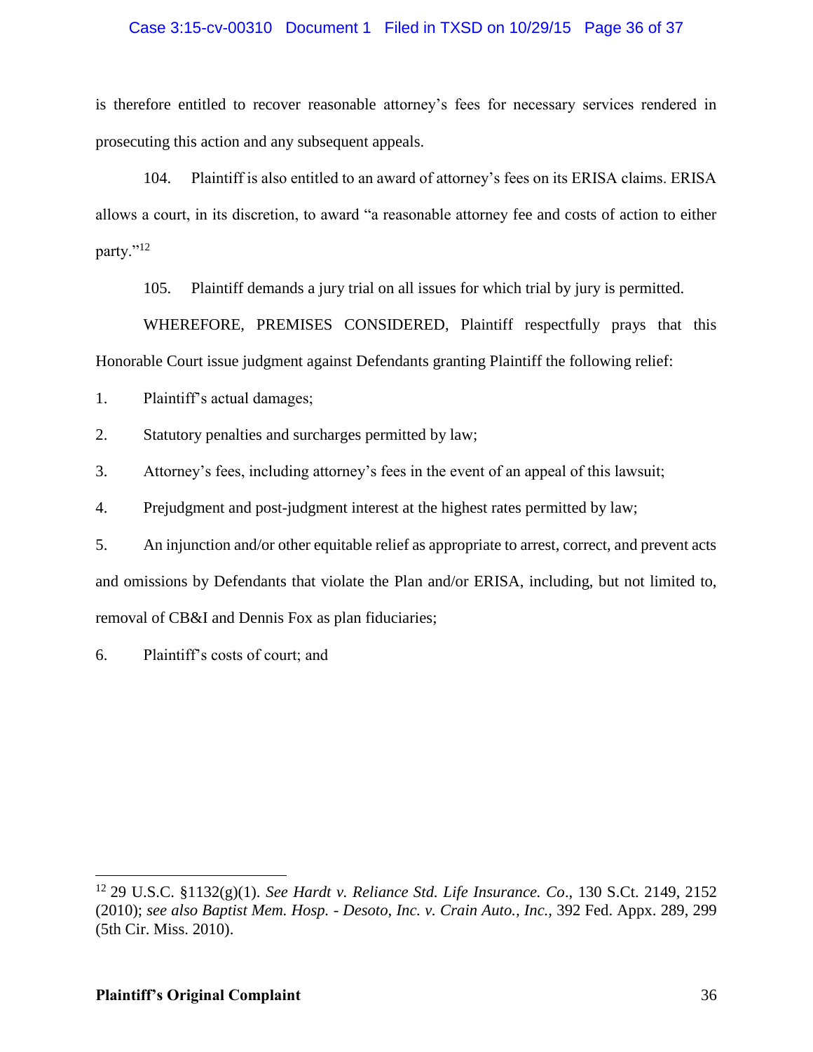is therefore entitled to recover reasonable attorney's fees for necessary services rendered in prosecuting this action and any subsequent appeals.

104. Plaintiff is also entitled to an award of attorney's fees on its ERISA claims. ERISA allows a court, in its discretion, to award "a reasonable attorney fee and costs of action to either party."[12]

105. Plaintiff demands a jury trial on all issues for which trial by jury is permitted.

WHEREFORE, PREMISES CONSIDERED, Plaintiff respectfully prays that this Honorable Court issue judgment against Defendants granting Plaintiff the following relief:

1. Plaintiff's actual damages;
2. Statutory penalties and surcharges permitted by law;
3. Attorney's fees, including attorney's fees in the event of an appeal of this lawsuit;
4. Prejudgment and post-judgment interest at the highest rates permitted by law;
5. An injunction and/or other equitable relief as appropriate to arrest, correct, and prevent acts and omissions by Defendants that violate the Plan and/or ERISA, including, but not limited to, removal of CB&I and Dennis Fox as plan fiduciaries;
6. Plaintiff's costs of court; and

---

[12] 29 U.S.C. §1132(g)(1). *See Hardt v. Reliance Std. Life Insurance. Co*., 130 S.Ct. 2149, 2152 (2010); *see also Baptist Mem. Hosp. - Desoto, Inc. v. Crain Auto., Inc.*, 392 Fed. Appx. 289, 299 (5th Cir. Miss. 2010).

**Plaintiff's Original Complaint**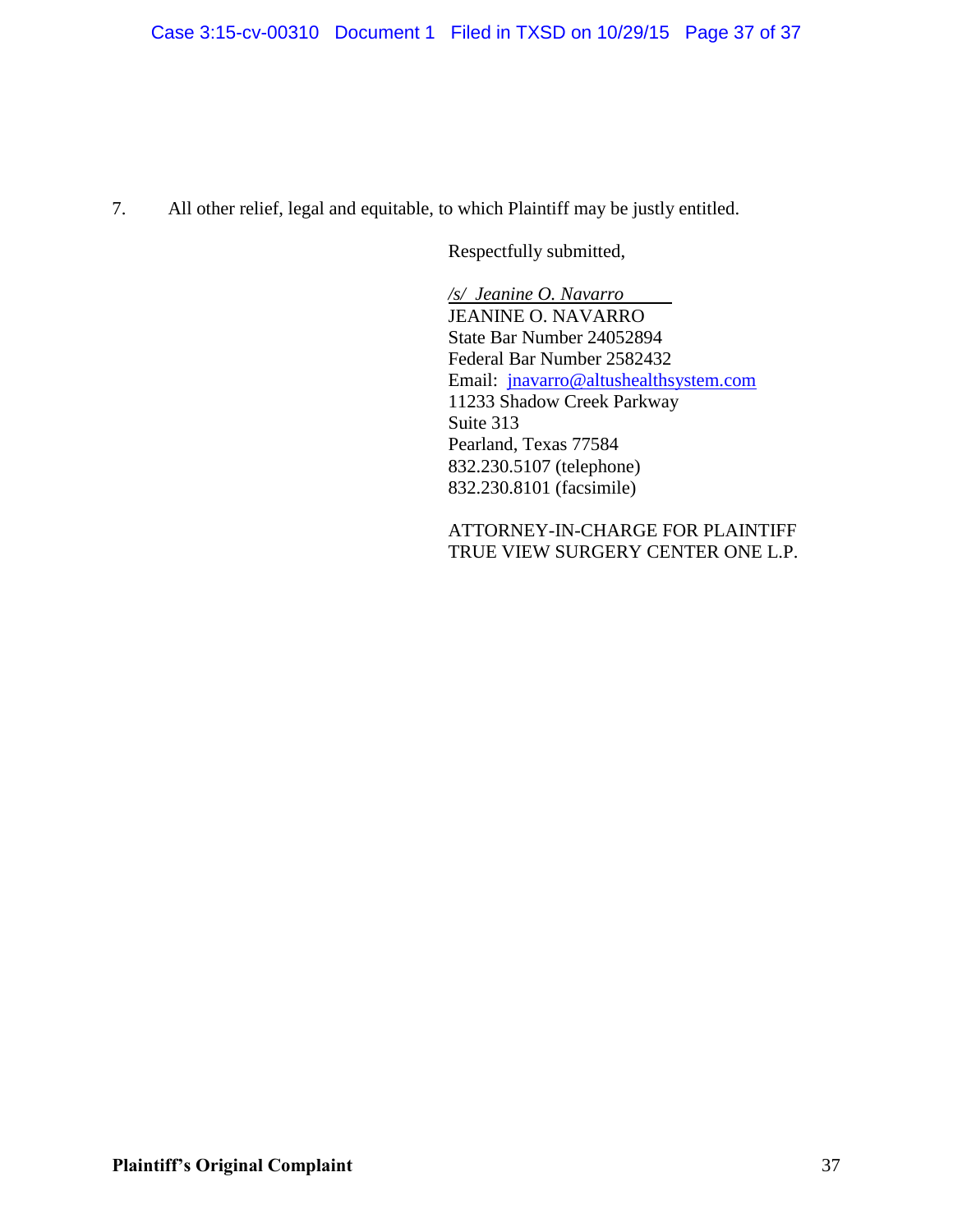7. All other relief, legal and equitable, to which Plaintiff may be justly entitled.

Respectfully submitted,

*/s/ Jeanine O. Navarro*  
JEANINE O. NAVARRO  
State Bar Number 24052894  
Federal Bar Number 2582432  
Email: jnavarro@altushealthsystem.com  
11233 Shadow Creek Parkway  
Suite 313  
Pearland, Texas 77584  
832.230.5107 (telephone)  
832.230.8101 (facsimile)

ATTORNEY-IN-CHARGE FOR PLAINTIFF  
TRUE VIEW SURGERY CENTER ONE L.P.